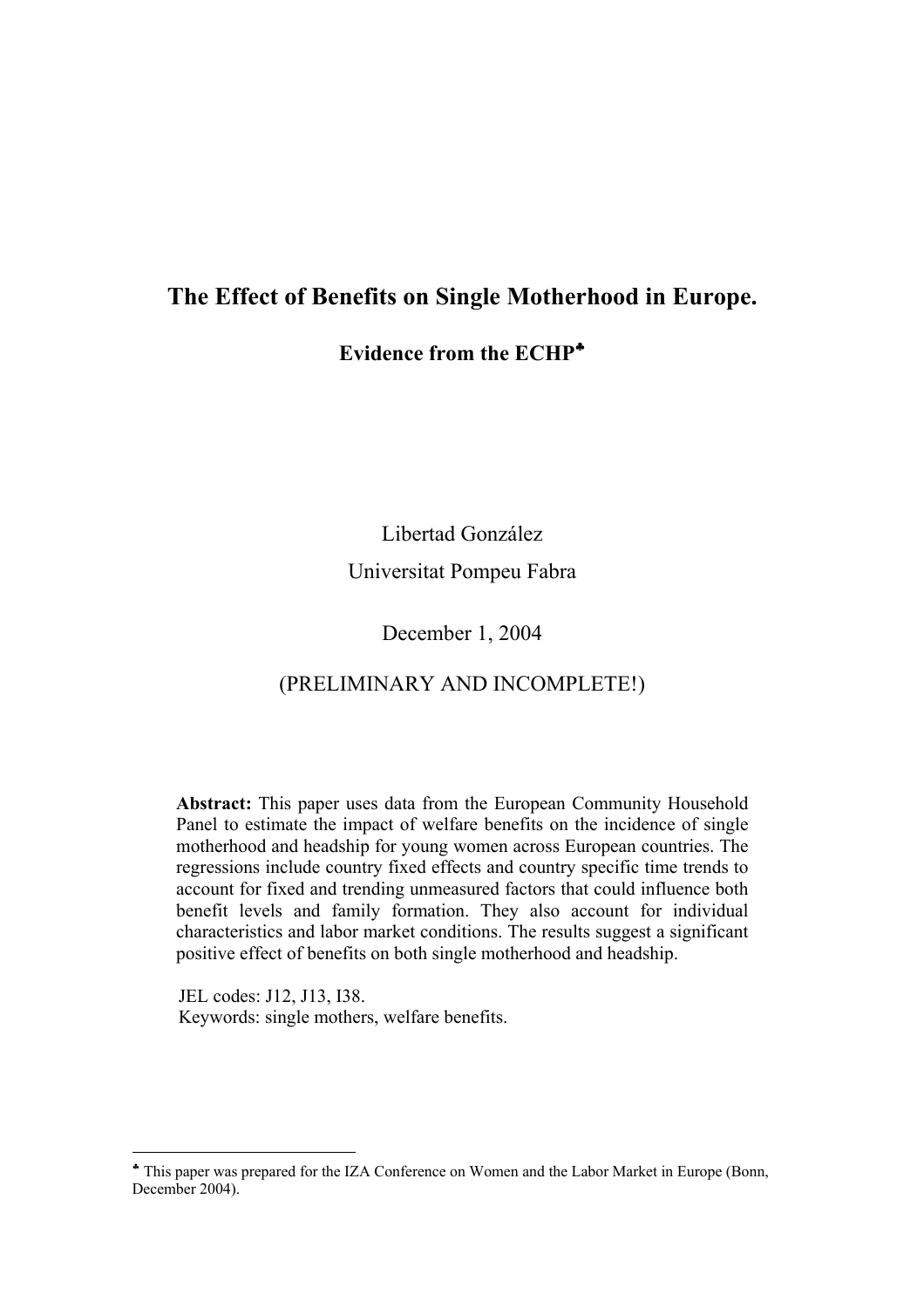# The Effect of Benefits on Single Motherhood in Europe.

## Evidence from the ECHP[♣]

Libertad González

Universitat Pompeu Fabra

December 1, 2004

(PRELIMINARY AND INCOMPLETE!)

**Abstract:** This paper uses data from the European Community Household Panel to estimate the impact of welfare benefits on the incidence of single motherhood and headship for young women across European countries. The regressions include country fixed effects and country specific time trends to account for fixed and trending unmeasured factors that could influence both benefit levels and family formation. They also account for individual characteristics and labor market conditions. The results suggest a significant positive effect of benefits on both single motherhood and headship.

JEL codes: J12, J13, I38.
Keywords: single mothers, welfare benefits.

---

[♣] This paper was prepared for the IZA Conference on Women and the Labor Market in Europe (Bonn, December 2004).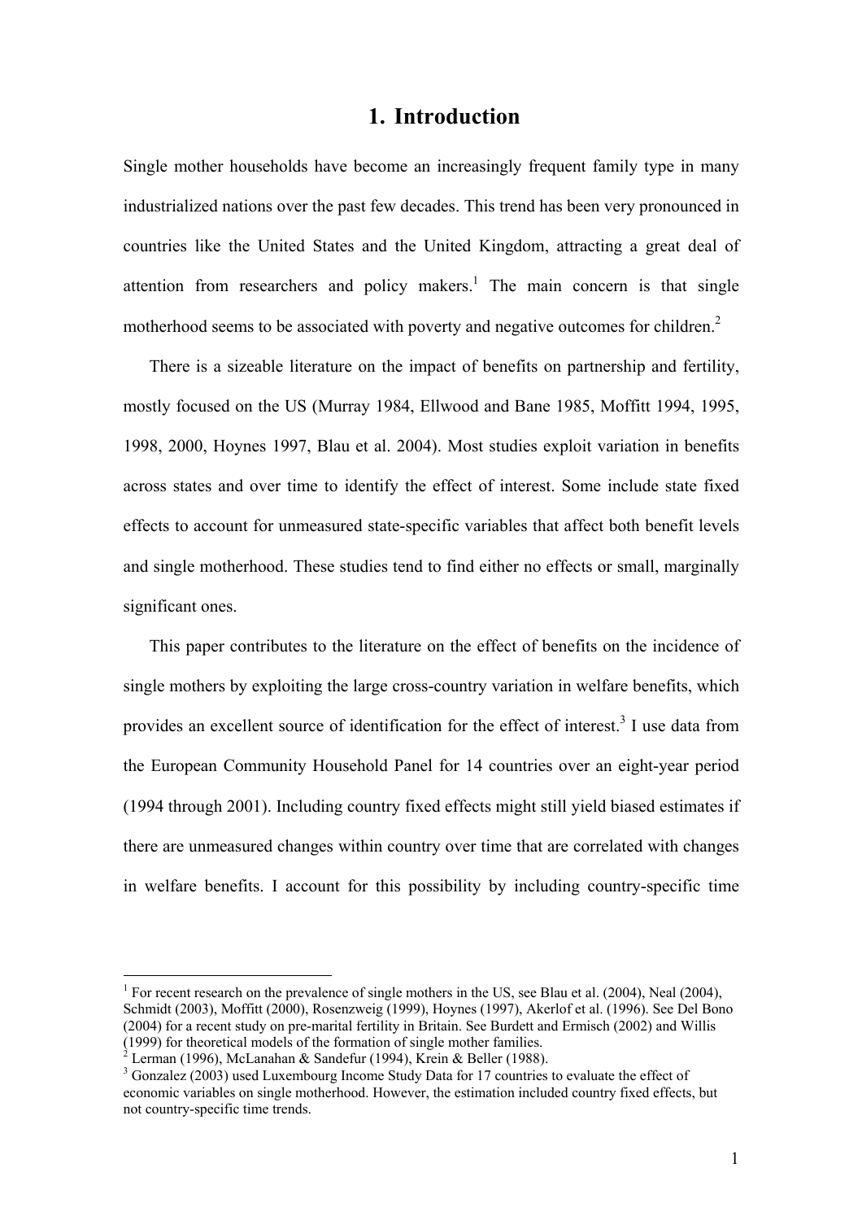# 1. Introduction

Single mother households have become an increasingly frequent family type in many industrialized nations over the past few decades. This trend has been very pronounced in countries like the United States and the United Kingdom, attracting a great deal of attention from researchers and policy makers.[1] The main concern is that single motherhood seems to be associated with poverty and negative outcomes for children.[2]

There is a sizeable literature on the impact of benefits on partnership and fertility, mostly focused on the US (Murray 1984, Ellwood and Bane 1985, Moffitt 1994, 1995, 1998, 2000, Hoynes 1997, Blau et al. 2004). Most studies exploit variation in benefits across states and over time to identify the effect of interest. Some include state fixed effects to account for unmeasured state-specific variables that affect both benefit levels and single motherhood. These studies tend to find either no effects or small, marginally significant ones.

This paper contributes to the literature on the effect of benefits on the incidence of single mothers by exploiting the large cross-country variation in welfare benefits, which provides an excellent source of identification for the effect of interest.[3] I use data from the European Community Household Panel for 14 countries over an eight-year period (1994 through 2001). Including country fixed effects might still yield biased estimates if there are unmeasured changes within country over time that are correlated with changes in welfare benefits. I account for this possibility by including country-specific time

---

[1] For recent research on the prevalence of single mothers in the US, see Blau et al. (2004), Neal (2004), Schmidt (2003), Moffitt (2000), Rosenzweig (1999), Hoynes (1997), Akerlof et al. (1996). See Del Bono (2004) for a recent study on pre-marital fertility in Britain. See Burdett and Ermisch (2002) and Willis (1999) for theoretical models of the formation of single mother families.

[2] Lerman (1996), McLanahan & Sandefur (1994), Krein & Beller (1988).

[3] Gonzalez (2003) used Luxembourg Income Study Data for 17 countries to evaluate the effect of economic variables on single motherhood. However, the estimation included country fixed effects, but not country-specific time trends.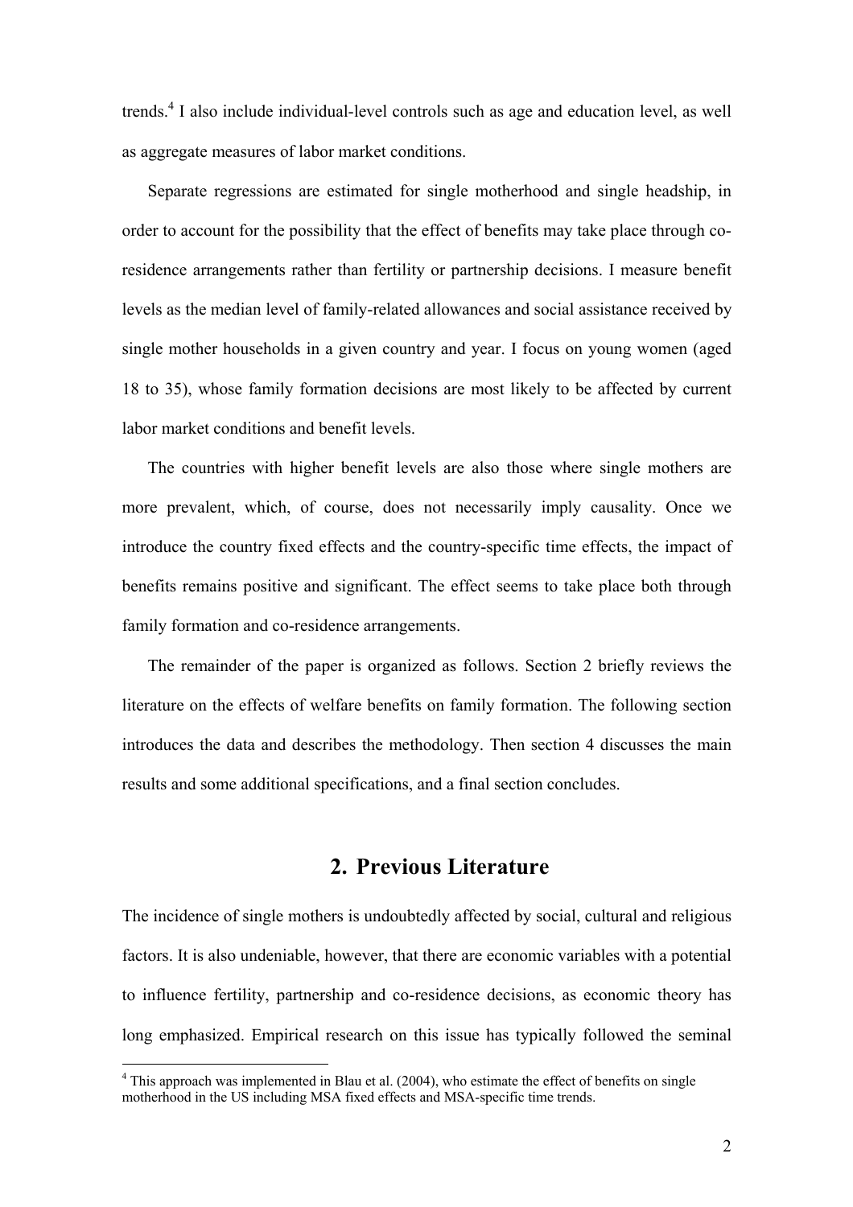trends.[4] I also include individual-level controls such as age and education level, as well as aggregate measures of labor market conditions.

Separate regressions are estimated for single motherhood and single headship, in order to account for the possibility that the effect of benefits may take place through co-residence arrangements rather than fertility or partnership decisions. I measure benefit levels as the median level of family-related allowances and social assistance received by single mother households in a given country and year. I focus on young women (aged 18 to 35), whose family formation decisions are most likely to be affected by current labor market conditions and benefit levels.

The countries with higher benefit levels are also those where single mothers are more prevalent, which, of course, does not necessarily imply causality. Once we introduce the country fixed effects and the country-specific time effects, the impact of benefits remains positive and significant. The effect seems to take place both through family formation and co-residence arrangements.

The remainder of the paper is organized as follows. Section 2 briefly reviews the literature on the effects of welfare benefits on family formation. The following section introduces the data and describes the methodology. Then section 4 discusses the main results and some additional specifications, and a final section concludes.

## 2. Previous Literature

The incidence of single mothers is undoubtedly affected by social, cultural and religious factors. It is also undeniable, however, that there are economic variables with a potential to influence fertility, partnership and co-residence decisions, as economic theory has long emphasized. Empirical research on this issue has typically followed the seminal

[4] This approach was implemented in Blau et al. (2004), who estimate the effect of benefits on single motherhood in the US including MSA fixed effects and MSA-specific time trends.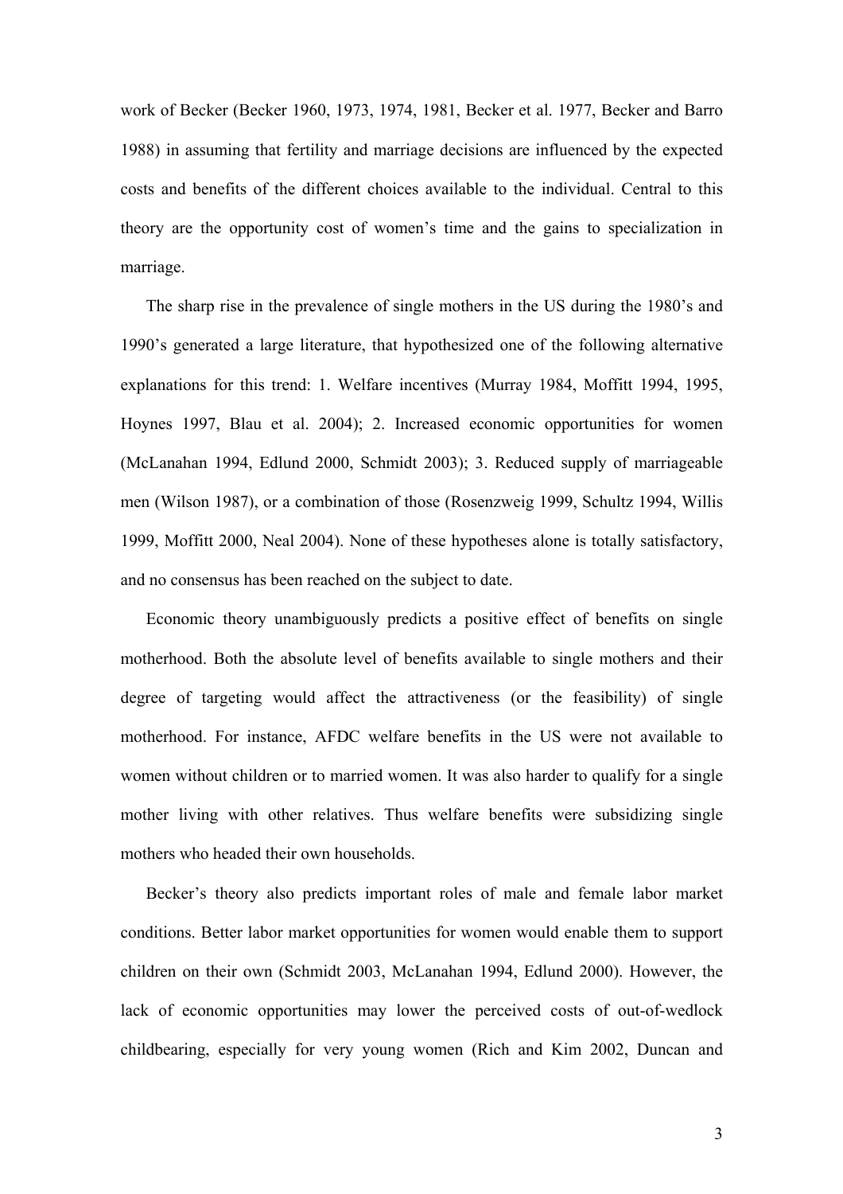work of Becker (Becker 1960, 1973, 1974, 1981, Becker et al. 1977, Becker and Barro 1988) in assuming that fertility and marriage decisions are influenced by the expected costs and benefits of the different choices available to the individual. Central to this theory are the opportunity cost of women's time and the gains to specialization in marriage.

The sharp rise in the prevalence of single mothers in the US during the 1980's and 1990's generated a large literature, that hypothesized one of the following alternative explanations for this trend: 1. Welfare incentives (Murray 1984, Moffitt 1994, 1995, Hoynes 1997, Blau et al. 2004); 2. Increased economic opportunities for women (McLanahan 1994, Edlund 2000, Schmidt 2003); 3. Reduced supply of marriageable men (Wilson 1987), or a combination of those (Rosenzweig 1999, Schultz 1994, Willis 1999, Moffitt 2000, Neal 2004). None of these hypotheses alone is totally satisfactory, and no consensus has been reached on the subject to date.

Economic theory unambiguously predicts a positive effect of benefits on single motherhood. Both the absolute level of benefits available to single mothers and their degree of targeting would affect the attractiveness (or the feasibility) of single motherhood. For instance, AFDC welfare benefits in the US were not available to women without children or to married women. It was also harder to qualify for a single mother living with other relatives. Thus welfare benefits were subsidizing single mothers who headed their own households.

Becker's theory also predicts important roles of male and female labor market conditions. Better labor market opportunities for women would enable them to support children on their own (Schmidt 2003, McLanahan 1994, Edlund 2000). However, the lack of economic opportunities may lower the perceived costs of out-of-wedlock childbearing, especially for very young women (Rich and Kim 2002, Duncan and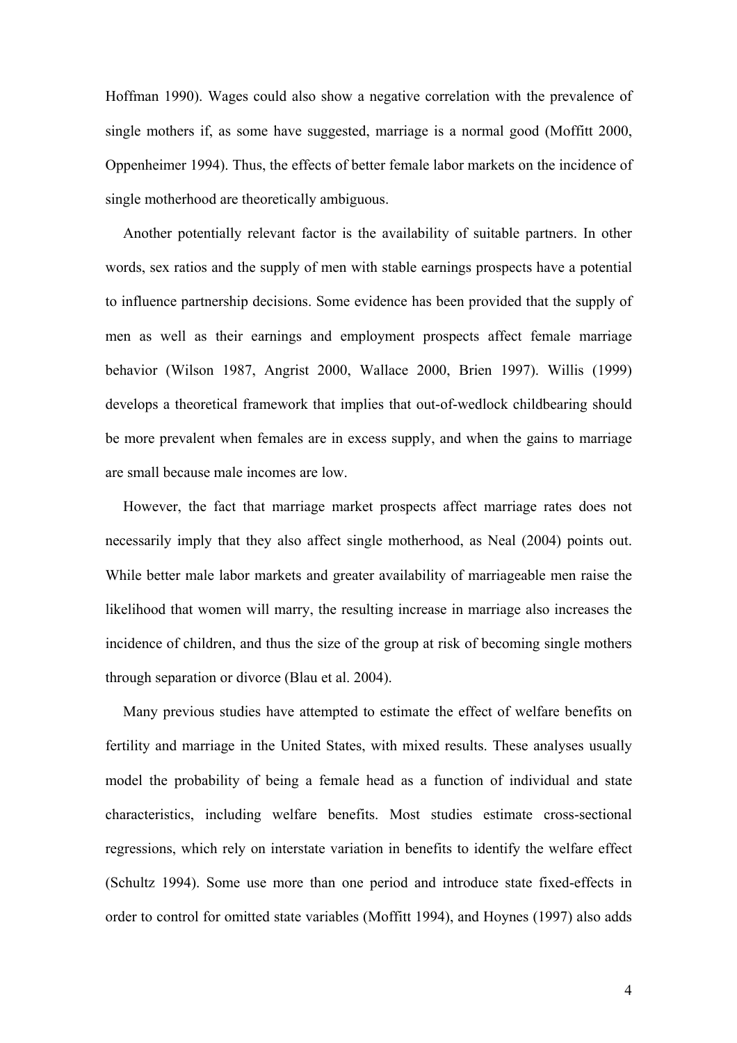Hoffman 1990). Wages could also show a negative correlation with the prevalence of single mothers if, as some have suggested, marriage is a normal good (Moffitt 2000, Oppenheimer 1994). Thus, the effects of better female labor markets on the incidence of single motherhood are theoretically ambiguous.

Another potentially relevant factor is the availability of suitable partners. In other words, sex ratios and the supply of men with stable earnings prospects have a potential to influence partnership decisions. Some evidence has been provided that the supply of men as well as their earnings and employment prospects affect female marriage behavior (Wilson 1987, Angrist 2000, Wallace 2000, Brien 1997). Willis (1999) develops a theoretical framework that implies that out-of-wedlock childbearing should be more prevalent when females are in excess supply, and when the gains to marriage are small because male incomes are low.

However, the fact that marriage market prospects affect marriage rates does not necessarily imply that they also affect single motherhood, as Neal (2004) points out. While better male labor markets and greater availability of marriageable men raise the likelihood that women will marry, the resulting increase in marriage also increases the incidence of children, and thus the size of the group at risk of becoming single mothers through separation or divorce (Blau et al. 2004).

Many previous studies have attempted to estimate the effect of welfare benefits on fertility and marriage in the United States, with mixed results. These analyses usually model the probability of being a female head as a function of individual and state characteristics, including welfare benefits. Most studies estimate cross-sectional regressions, which rely on interstate variation in benefits to identify the welfare effect (Schultz 1994). Some use more than one period and introduce state fixed-effects in order to control for omitted state variables (Moffitt 1994), and Hoynes (1997) also adds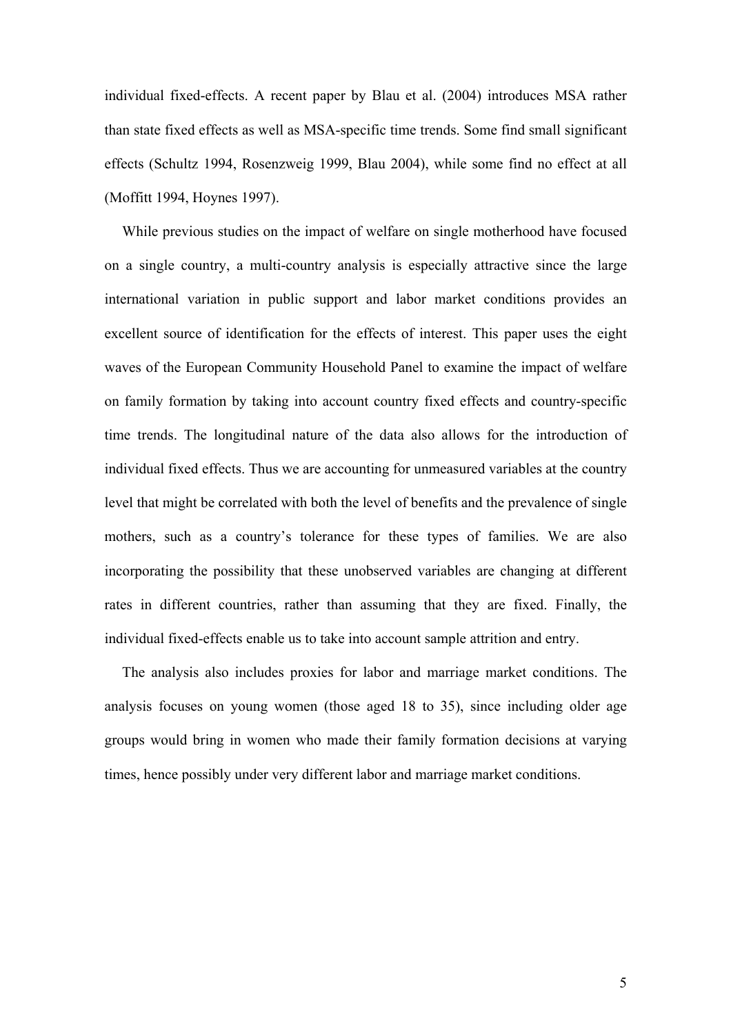individual fixed-effects. A recent paper by Blau et al. (2004) introduces MSA rather than state fixed effects as well as MSA-specific time trends. Some find small significant effects (Schultz 1994, Rosenzweig 1999, Blau 2004), while some find no effect at all (Moffitt 1994, Hoynes 1997).

While previous studies on the impact of welfare on single motherhood have focused on a single country, a multi-country analysis is especially attractive since the large international variation in public support and labor market conditions provides an excellent source of identification for the effects of interest. This paper uses the eight waves of the European Community Household Panel to examine the impact of welfare on family formation by taking into account country fixed effects and country-specific time trends. The longitudinal nature of the data also allows for the introduction of individual fixed effects. Thus we are accounting for unmeasured variables at the country level that might be correlated with both the level of benefits and the prevalence of single mothers, such as a country's tolerance for these types of families. We are also incorporating the possibility that these unobserved variables are changing at different rates in different countries, rather than assuming that they are fixed. Finally, the individual fixed-effects enable us to take into account sample attrition and entry.

The analysis also includes proxies for labor and marriage market conditions. The analysis focuses on young women (those aged 18 to 35), since including older age groups would bring in women who made their family formation decisions at varying times, hence possibly under very different labor and marriage market conditions.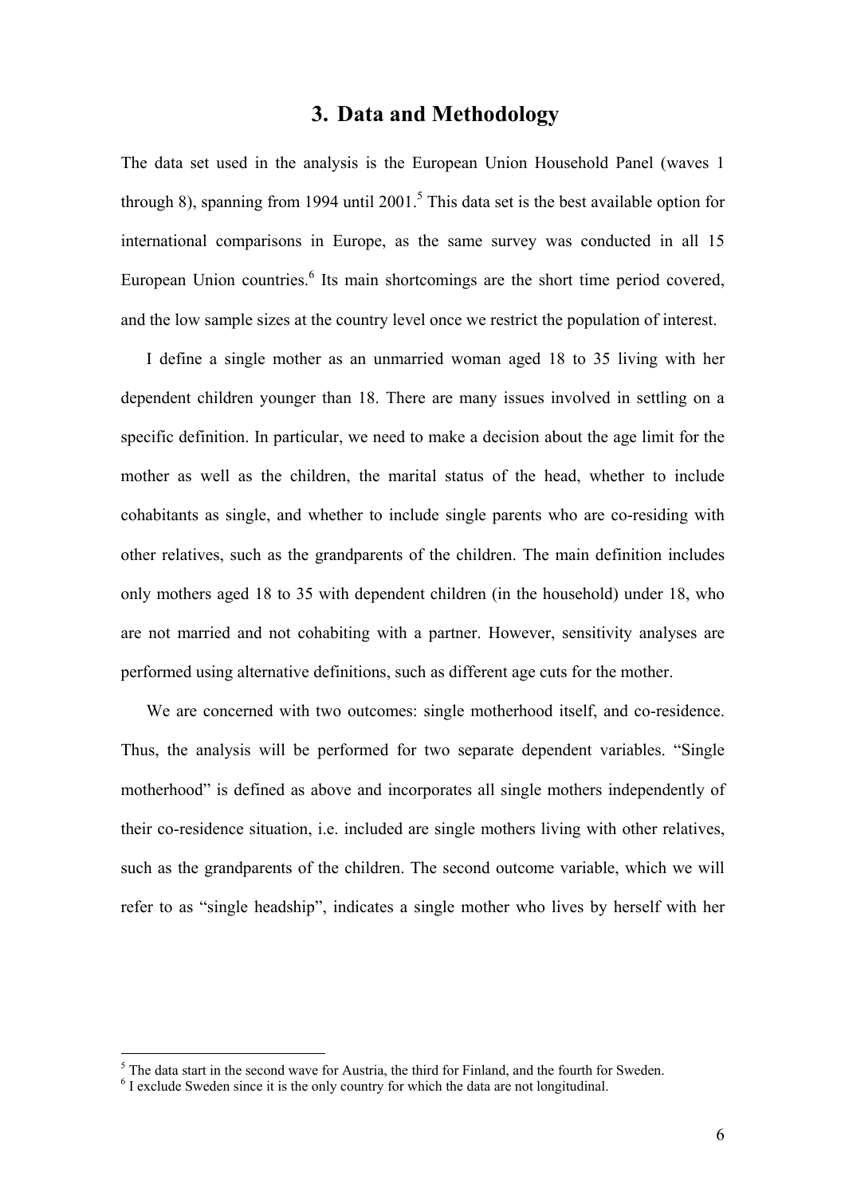## 3. Data and Methodology

The data set used in the analysis is the European Union Household Panel (waves 1 through 8), spanning from 1994 until 2001.[5] This data set is the best available option for international comparisons in Europe, as the same survey was conducted in all 15 European Union countries.[6] Its main shortcomings are the short time period covered, and the low sample sizes at the country level once we restrict the population of interest.

I define a single mother as an unmarried woman aged 18 to 35 living with her dependent children younger than 18. There are many issues involved in settling on a specific definition. In particular, we need to make a decision about the age limit for the mother as well as the children, the marital status of the head, whether to include cohabitants as single, and whether to include single parents who are co-residing with other relatives, such as the grandparents of the children. The main definition includes only mothers aged 18 to 35 with dependent children (in the household) under 18, who are not married and not cohabiting with a partner. However, sensitivity analyses are performed using alternative definitions, such as different age cuts for the mother.

We are concerned with two outcomes: single motherhood itself, and co-residence. Thus, the analysis will be performed for two separate dependent variables. "Single motherhood" is defined as above and incorporates all single mothers independently of their co-residence situation, i.e. included are single mothers living with other relatives, such as the grandparents of the children. The second outcome variable, which we will refer to as "single headship", indicates a single mother who lives by herself with her

[5] The data start in the second wave for Austria, the third for Finland, and the fourth for Sweden.

[6] I exclude Sweden since it is the only country for which the data are not longitudinal.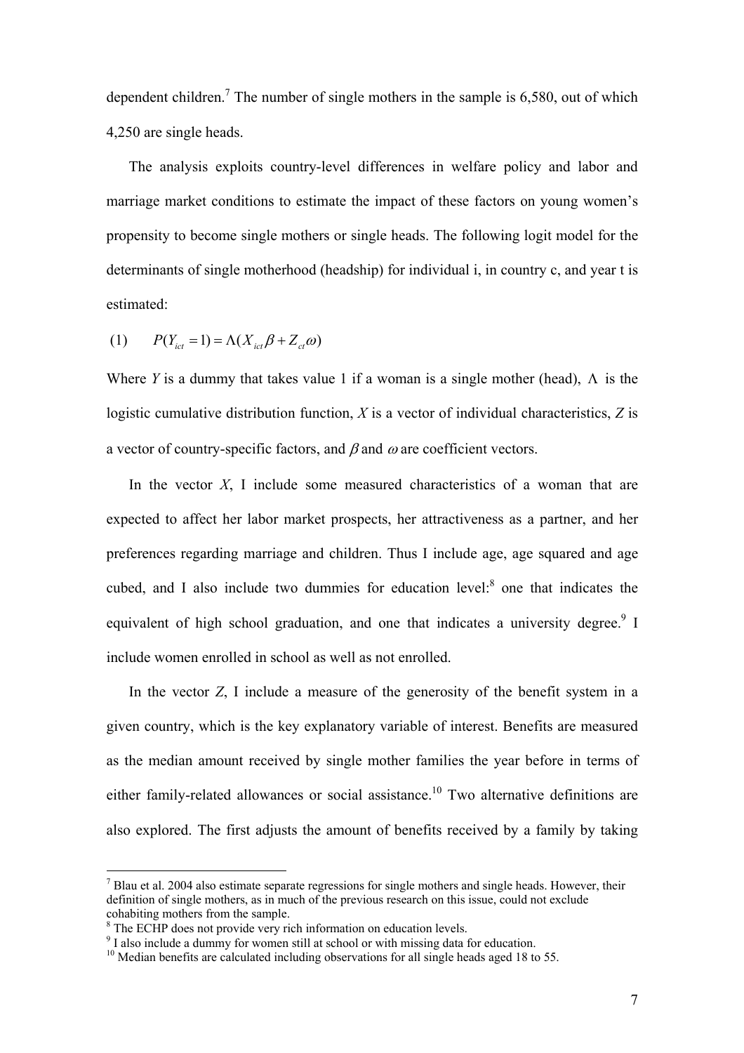dependent children.[7] The number of single mothers in the sample is 6,580, out of which 4,250 are single heads.

The analysis exploits country-level differences in welfare policy and labor and marriage market conditions to estimate the impact of these factors on young women's propensity to become single mothers or single heads. The following logit model for the determinants of single motherhood (headship) for individual i, in country c, and year t is estimated:

$$(1) \qquad P(Y_{ict} = 1) = \Lambda(X_{ict}\beta + Z_{ct}\omega)$$

Where $Y$ is a dummy that takes value 1 if a woman is a single mother (head), $\Lambda$ is the logistic cumulative distribution function, $X$ is a vector of individual characteristics, $Z$ is a vector of country-specific factors, and $\beta$ and $\omega$ are coefficient vectors.

In the vector $X$, I include some measured characteristics of a woman that are expected to affect her labor market prospects, her attractiveness as a partner, and her preferences regarding marriage and children. Thus I include age, age squared and age cubed, and I also include two dummies for education level:[8] one that indicates the equivalent of high school graduation, and one that indicates a university degree.[9] I include women enrolled in school as well as not enrolled.

In the vector $Z$, I include a measure of the generosity of the benefit system in a given country, which is the key explanatory variable of interest. Benefits are measured as the median amount received by single mother families the year before in terms of either family-related allowances or social assistance.[10] Two alternative definitions are also explored. The first adjusts the amount of benefits received by a family by taking

---

[7] Blau et al. 2004 also estimate separate regressions for single mothers and single heads. However, their definition of single mothers, as in much of the previous research on this issue, could not exclude cohabiting mothers from the sample.

[8] The ECHP does not provide very rich information on education levels.

[9] I also include a dummy for women still at school or with missing data for education.

[10] Median benefits are calculated including observations for all single heads aged 18 to 55.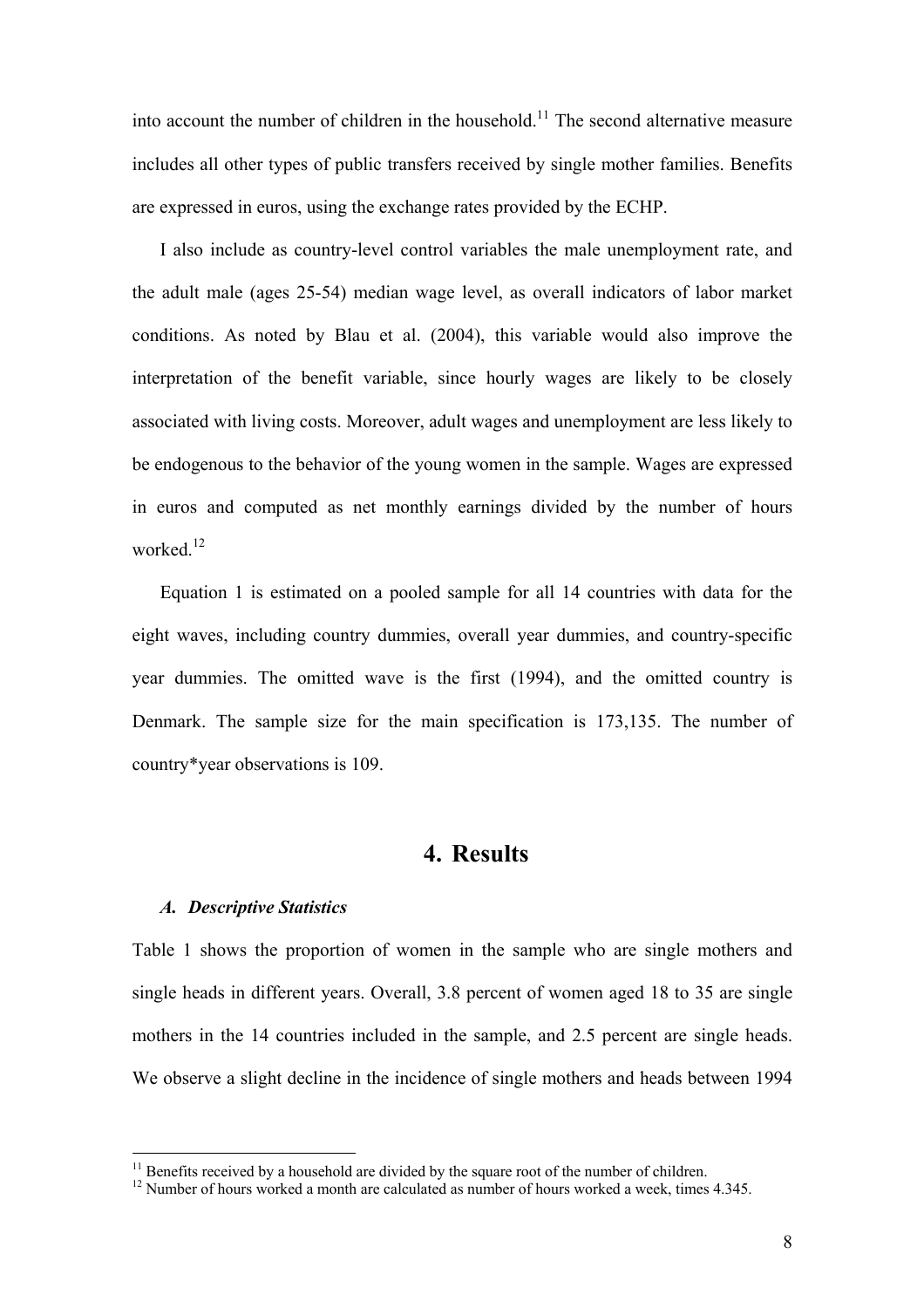into account the number of children in the household.[11] The second alternative measure includes all other types of public transfers received by single mother families. Benefits are expressed in euros, using the exchange rates provided by the ECHP.

I also include as country-level control variables the male unemployment rate, and the adult male (ages 25-54) median wage level, as overall indicators of labor market conditions. As noted by Blau et al. (2004), this variable would also improve the interpretation of the benefit variable, since hourly wages are likely to be closely associated with living costs. Moreover, adult wages and unemployment are less likely to be endogenous to the behavior of the young women in the sample. Wages are expressed in euros and computed as net monthly earnings divided by the number of hours worked.[12]

Equation 1 is estimated on a pooled sample for all 14 countries with data for the eight waves, including country dummies, overall year dummies, and country-specific year dummies. The omitted wave is the first (1994), and the omitted country is Denmark. The sample size for the main specification is 173,135. The number of country*year observations is 109.

## 4. Results

### *A. Descriptive Statistics*

Table 1 shows the proportion of women in the sample who are single mothers and single heads in different years. Overall, 3.8 percent of women aged 18 to 35 are single mothers in the 14 countries included in the sample, and 2.5 percent are single heads. We observe a slight decline in the incidence of single mothers and heads between 1994

---

[11] Benefits received by a household are divided by the square root of the number of children.

[12] Number of hours worked a month are calculated as number of hours worked a week, times 4.345.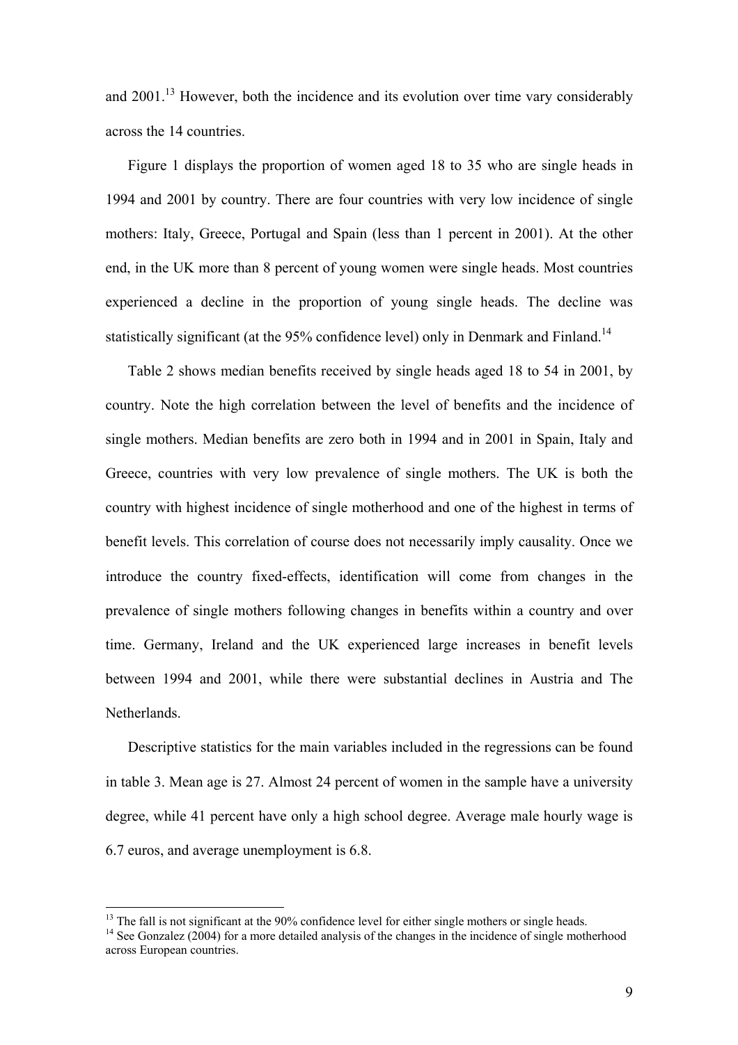and 2001.[13] However, both the incidence and its evolution over time vary considerably across the 14 countries.

Figure 1 displays the proportion of women aged 18 to 35 who are single heads in 1994 and 2001 by country. There are four countries with very low incidence of single mothers: Italy, Greece, Portugal and Spain (less than 1 percent in 2001). At the other end, in the UK more than 8 percent of young women were single heads. Most countries experienced a decline in the proportion of young single heads. The decline was statistically significant (at the 95% confidence level) only in Denmark and Finland.[14]

Table 2 shows median benefits received by single heads aged 18 to 54 in 2001, by country. Note the high correlation between the level of benefits and the incidence of single mothers. Median benefits are zero both in 1994 and in 2001 in Spain, Italy and Greece, countries with very low prevalence of single mothers. The UK is both the country with highest incidence of single motherhood and one of the highest in terms of benefit levels. This correlation of course does not necessarily imply causality. Once we introduce the country fixed-effects, identification will come from changes in the prevalence of single mothers following changes in benefits within a country and over time. Germany, Ireland and the UK experienced large increases in benefit levels between 1994 and 2001, while there were substantial declines in Austria and The Netherlands.

Descriptive statistics for the main variables included in the regressions can be found in table 3. Mean age is 27. Almost 24 percent of women in the sample have a university degree, while 41 percent have only a high school degree. Average male hourly wage is 6.7 euros, and average unemployment is 6.8.

---

[13] The fall is not significant at the 90% confidence level for either single mothers or single heads.

[14] See Gonzalez (2004) for a more detailed analysis of the changes in the incidence of single motherhood across European countries.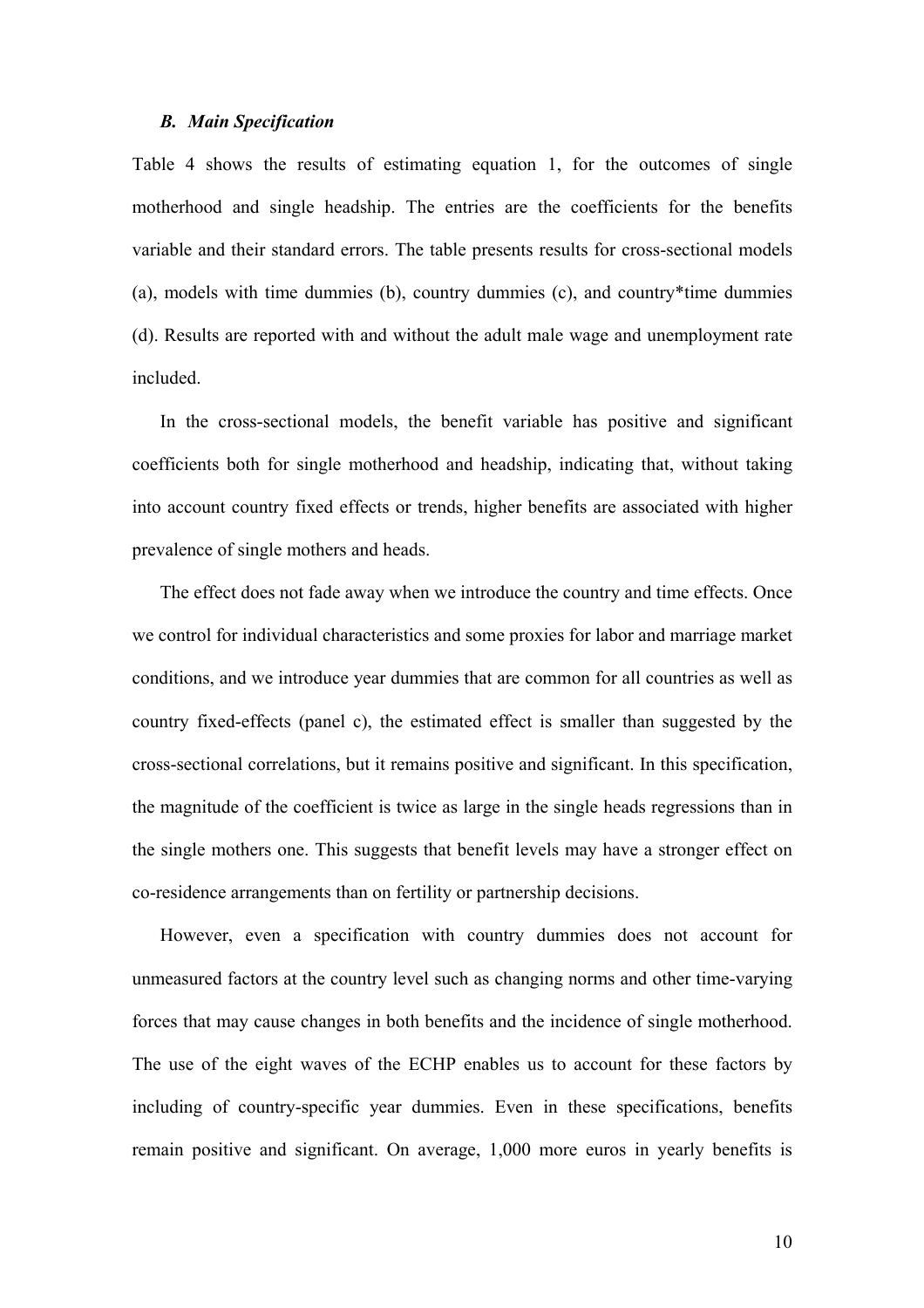### *B. Main Specification*

Table 4 shows the results of estimating equation 1, for the outcomes of single motherhood and single headship. The entries are the coefficients for the benefits variable and their standard errors. The table presents results for cross-sectional models (a), models with time dummies (b), country dummies (c), and country*time dummies (d). Results are reported with and without the adult male wage and unemployment rate included.

In the cross-sectional models, the benefit variable has positive and significant coefficients both for single motherhood and headship, indicating that, without taking into account country fixed effects or trends, higher benefits are associated with higher prevalence of single mothers and heads.

The effect does not fade away when we introduce the country and time effects. Once we control for individual characteristics and some proxies for labor and marriage market conditions, and we introduce year dummies that are common for all countries as well as country fixed-effects (panel c), the estimated effect is smaller than suggested by the cross-sectional correlations, but it remains positive and significant. In this specification, the magnitude of the coefficient is twice as large in the single heads regressions than in the single mothers one. This suggests that benefit levels may have a stronger effect on co-residence arrangements than on fertility or partnership decisions.

However, even a specification with country dummies does not account for unmeasured factors at the country level such as changing norms and other time-varying forces that may cause changes in both benefits and the incidence of single motherhood. The use of the eight waves of the ECHP enables us to account for these factors by including of country-specific year dummies. Even in these specifications, benefits remain positive and significant. On average, 1,000 more euros in yearly benefits is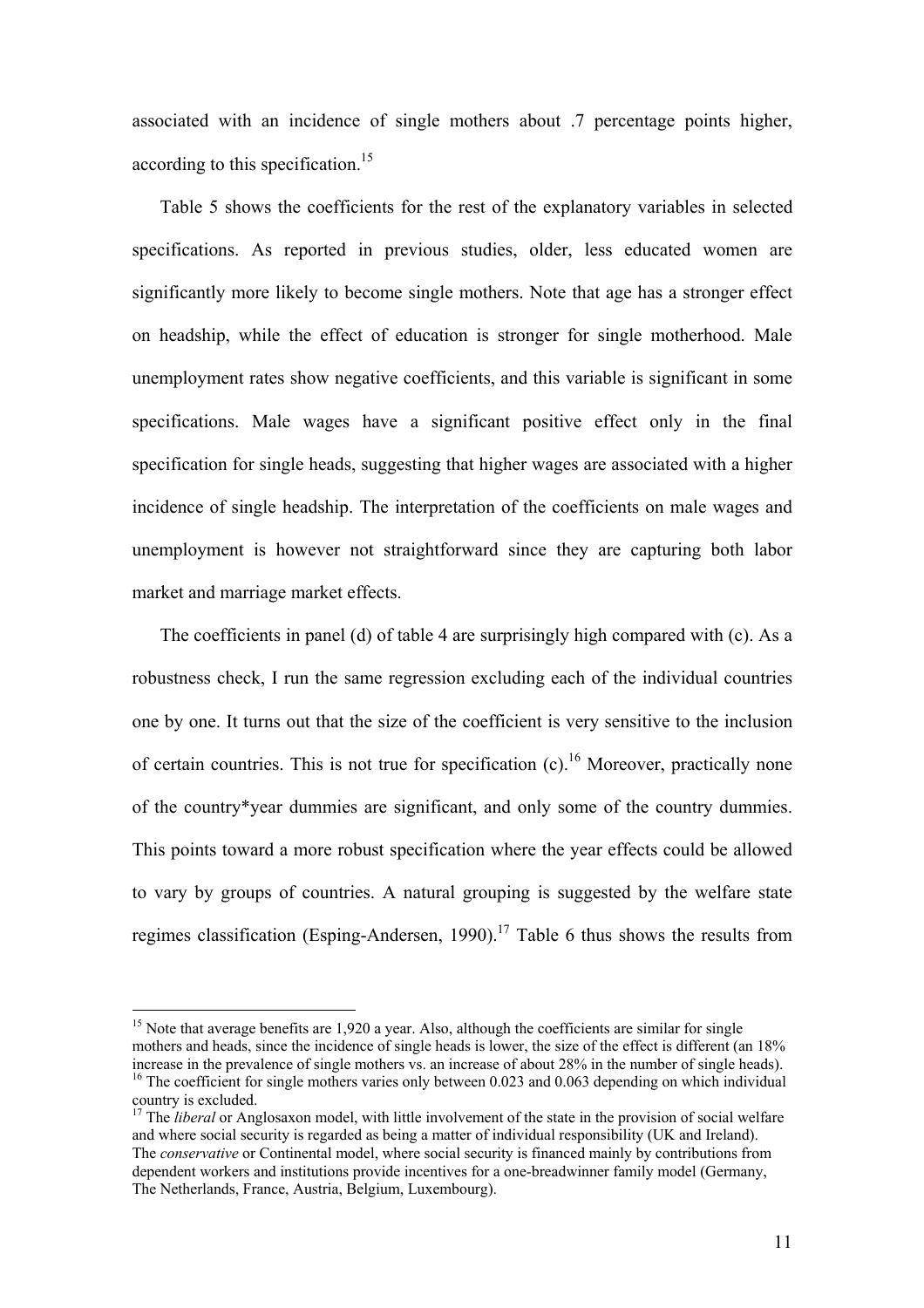associated with an incidence of single mothers about .7 percentage points higher, according to this specification.[15]

Table 5 shows the coefficients for the rest of the explanatory variables in selected specifications. As reported in previous studies, older, less educated women are significantly more likely to become single mothers. Note that age has a stronger effect on headship, while the effect of education is stronger for single motherhood. Male unemployment rates show negative coefficients, and this variable is significant in some specifications. Male wages have a significant positive effect only in the final specification for single heads, suggesting that higher wages are associated with a higher incidence of single headship. The interpretation of the coefficients on male wages and unemployment is however not straightforward since they are capturing both labor market and marriage market effects.

The coefficients in panel (d) of table 4 are surprisingly high compared with (c). As a robustness check, I run the same regression excluding each of the individual countries one by one. It turns out that the size of the coefficient is very sensitive to the inclusion of certain countries. This is not true for specification (c).[16] Moreover, practically none of the country*year dummies are significant, and only some of the country dummies. This points toward a more robust specification where the year effects could be allowed to vary by groups of countries. A natural grouping is suggested by the welfare state regimes classification (Esping-Andersen, 1990).[17] Table 6 thus shows the results from

---

[15] Note that average benefits are 1,920 a year. Also, although the coefficients are similar for single mothers and heads, since the incidence of single heads is lower, the size of the effect is different (an 18% increase in the prevalence of single mothers vs. an increase of about 28% in the number of single heads).

[16] The coefficient for single mothers varies only between 0.023 and 0.063 depending on which individual country is excluded.

[17] The *liberal* or Anglosaxon model, with little involvement of the state in the provision of social welfare and where social security is regarded as being a matter of individual responsibility (UK and Ireland). The *conservative* or Continental model, where social security is financed mainly by contributions from dependent workers and institutions provide incentives for a one-breadwinner family model (Germany, The Netherlands, France, Austria, Belgium, Luxembourg).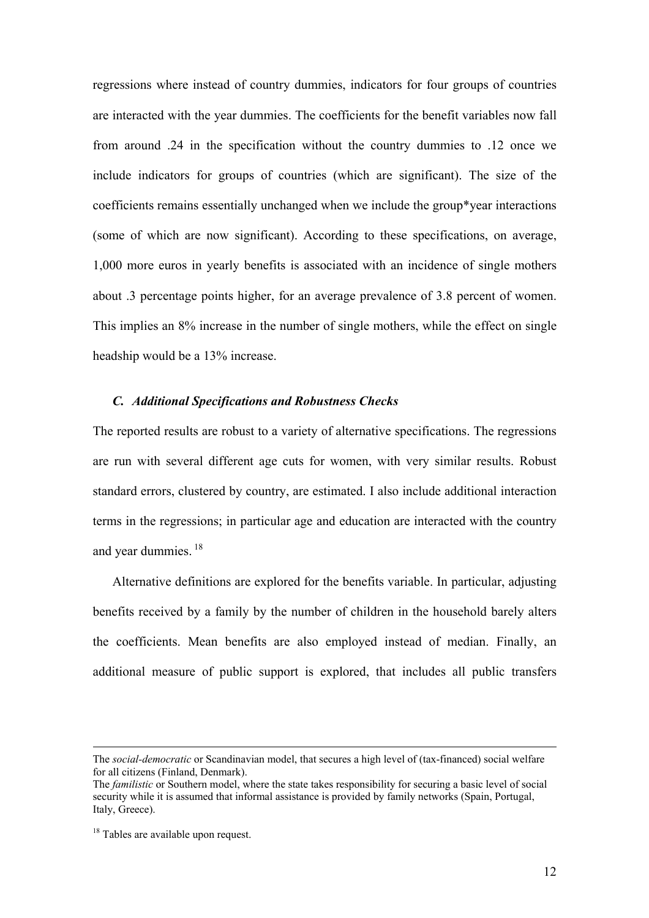regressions where instead of country dummies, indicators for four groups of countries are interacted with the year dummies. The coefficients for the benefit variables now fall from around .24 in the specification without the country dummies to .12 once we include indicators for groups of countries (which are significant). The size of the coefficients remains essentially unchanged when we include the group*year interactions (some of which are now significant). According to these specifications, on average, 1,000 more euros in yearly benefits is associated with an incidence of single mothers about .3 percentage points higher, for an average prevalence of 3.8 percent of women. This implies an 8% increase in the number of single mothers, while the effect on single headship would be a 13% increase.

### *C. Additional Specifications and Robustness Checks*

The reported results are robust to a variety of alternative specifications. The regressions are run with several different age cuts for women, with very similar results. Robust standard errors, clustered by country, are estimated. I also include additional interaction terms in the regressions; in particular age and education are interacted with the country and year dummies.[18]

Alternative definitions are explored for the benefits variable. In particular, adjusting benefits received by a family by the number of children in the household barely alters the coefficients. Mean benefits are also employed instead of median. Finally, an additional measure of public support is explored, that includes all public transfers

---

The *social-democratic* or Scandinavian model, that secures a high level of (tax-financed) social welfare for all citizens (Finland, Denmark).

The *familistic* or Southern model, where the state takes responsibility for securing a basic level of social security while it is assumed that informal assistance is provided by family networks (Spain, Portugal, Italy, Greece).

[18] Tables are available upon request.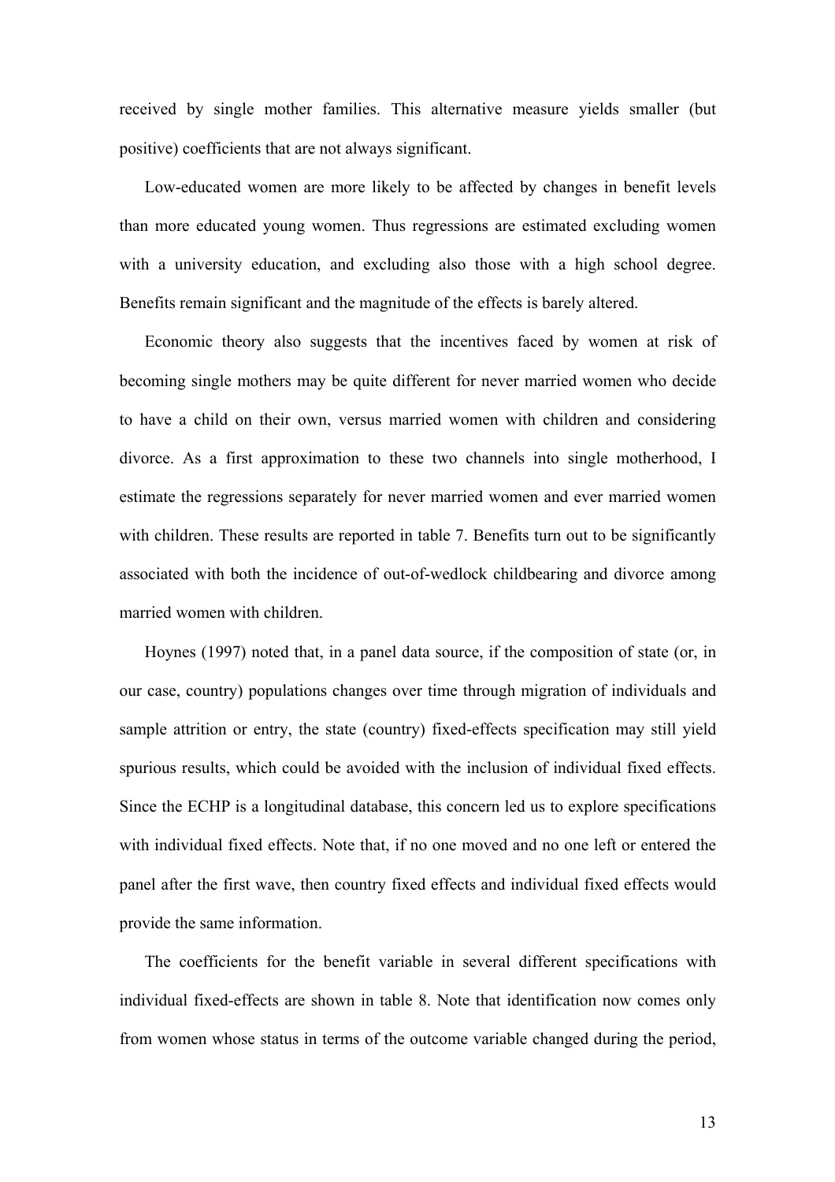received by single mother families. This alternative measure yields smaller (but positive) coefficients that are not always significant.

Low-educated women are more likely to be affected by changes in benefit levels than more educated young women. Thus regressions are estimated excluding women with a university education, and excluding also those with a high school degree. Benefits remain significant and the magnitude of the effects is barely altered.

Economic theory also suggests that the incentives faced by women at risk of becoming single mothers may be quite different for never married women who decide to have a child on their own, versus married women with children and considering divorce. As a first approximation to these two channels into single motherhood, I estimate the regressions separately for never married women and ever married women with children. These results are reported in table 7. Benefits turn out to be significantly associated with both the incidence of out-of-wedlock childbearing and divorce among married women with children.

Hoynes (1997) noted that, in a panel data source, if the composition of state (or, in our case, country) populations changes over time through migration of individuals and sample attrition or entry, the state (country) fixed-effects specification may still yield spurious results, which could be avoided with the inclusion of individual fixed effects. Since the ECHP is a longitudinal database, this concern led us to explore specifications with individual fixed effects. Note that, if no one moved and no one left or entered the panel after the first wave, then country fixed effects and individual fixed effects would provide the same information.

The coefficients for the benefit variable in several different specifications with individual fixed-effects are shown in table 8. Note that identification now comes only from women whose status in terms of the outcome variable changed during the period,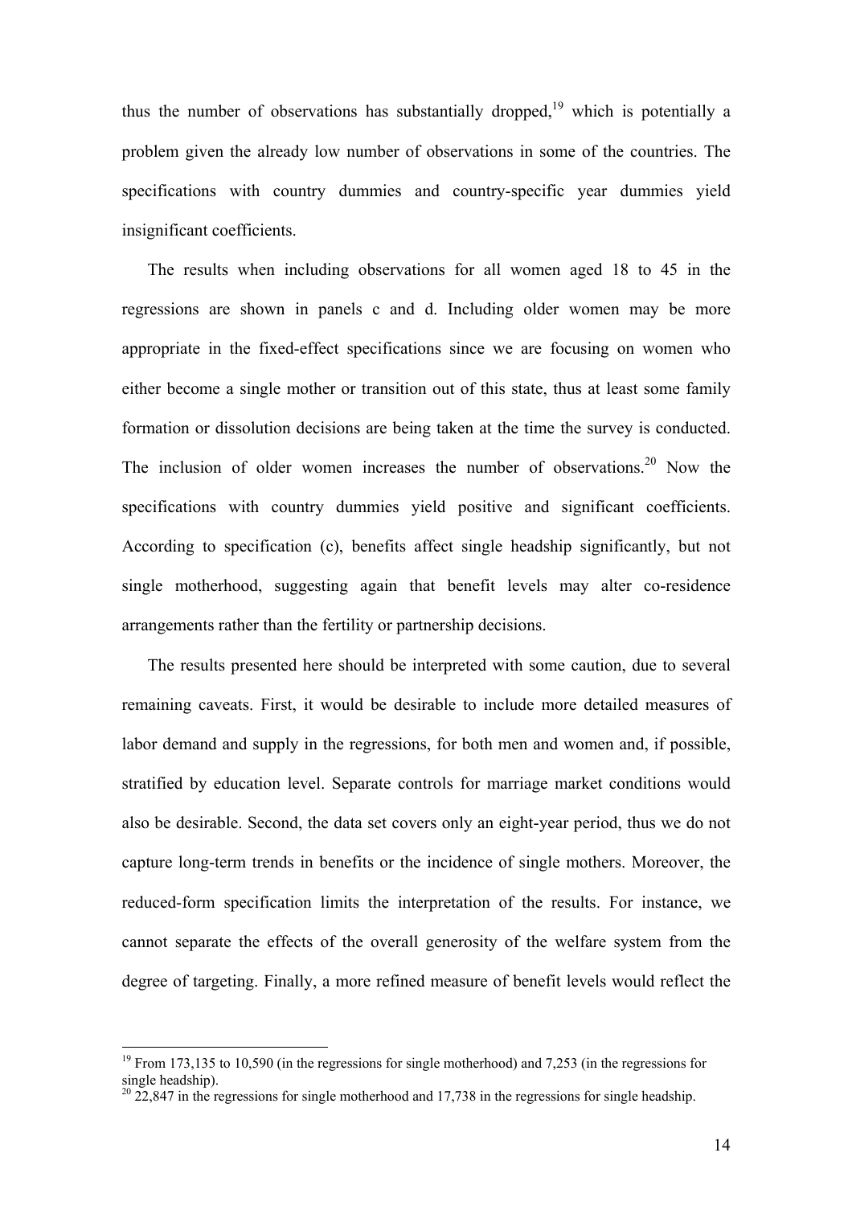thus the number of observations has substantially dropped,[19] which is potentially a problem given the already low number of observations in some of the countries. The specifications with country dummies and country-specific year dummies yield insignificant coefficients.

The results when including observations for all women aged 18 to 45 in the regressions are shown in panels c and d. Including older women may be more appropriate in the fixed-effect specifications since we are focusing on women who either become a single mother or transition out of this state, thus at least some family formation or dissolution decisions are being taken at the time the survey is conducted. The inclusion of older women increases the number of observations.[20] Now the specifications with country dummies yield positive and significant coefficients. According to specification (c), benefits affect single headship significantly, but not single motherhood, suggesting again that benefit levels may alter co-residence arrangements rather than the fertility or partnership decisions.

The results presented here should be interpreted with some caution, due to several remaining caveats. First, it would be desirable to include more detailed measures of labor demand and supply in the regressions, for both men and women and, if possible, stratified by education level. Separate controls for marriage market conditions would also be desirable. Second, the data set covers only an eight-year period, thus we do not capture long-term trends in benefits or the incidence of single mothers. Moreover, the reduced-form specification limits the interpretation of the results. For instance, we cannot separate the effects of the overall generosity of the welfare system from the degree of targeting. Finally, a more refined measure of benefit levels would reflect the

---

[19] From 173,135 to 10,590 (in the regressions for single motherhood) and 7,253 (in the regressions for single headship).

[20] 22,847 in the regressions for single motherhood and 17,738 in the regressions for single headship.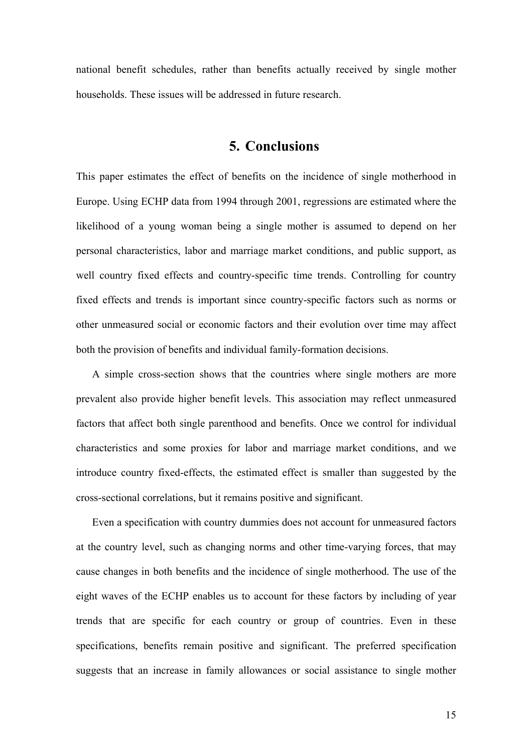national benefit schedules, rather than benefits actually received by single mother households. These issues will be addressed in future research.

## 5. Conclusions

This paper estimates the effect of benefits on the incidence of single motherhood in Europe. Using ECHP data from 1994 through 2001, regressions are estimated where the likelihood of a young woman being a single mother is assumed to depend on her personal characteristics, labor and marriage market conditions, and public support, as well country fixed effects and country-specific time trends. Controlling for country fixed effects and trends is important since country-specific factors such as norms or other unmeasured social or economic factors and their evolution over time may affect both the provision of benefits and individual family-formation decisions.

A simple cross-section shows that the countries where single mothers are more prevalent also provide higher benefit levels. This association may reflect unmeasured factors that affect both single parenthood and benefits. Once we control for individual characteristics and some proxies for labor and marriage market conditions, and we introduce country fixed-effects, the estimated effect is smaller than suggested by the cross-sectional correlations, but it remains positive and significant.

Even a specification with country dummies does not account for unmeasured factors at the country level, such as changing norms and other time-varying forces, that may cause changes in both benefits and the incidence of single motherhood. The use of the eight waves of the ECHP enables us to account for these factors by including of year trends that are specific for each country or group of countries. Even in these specifications, benefits remain positive and significant. The preferred specification suggests that an increase in family allowances or social assistance to single mother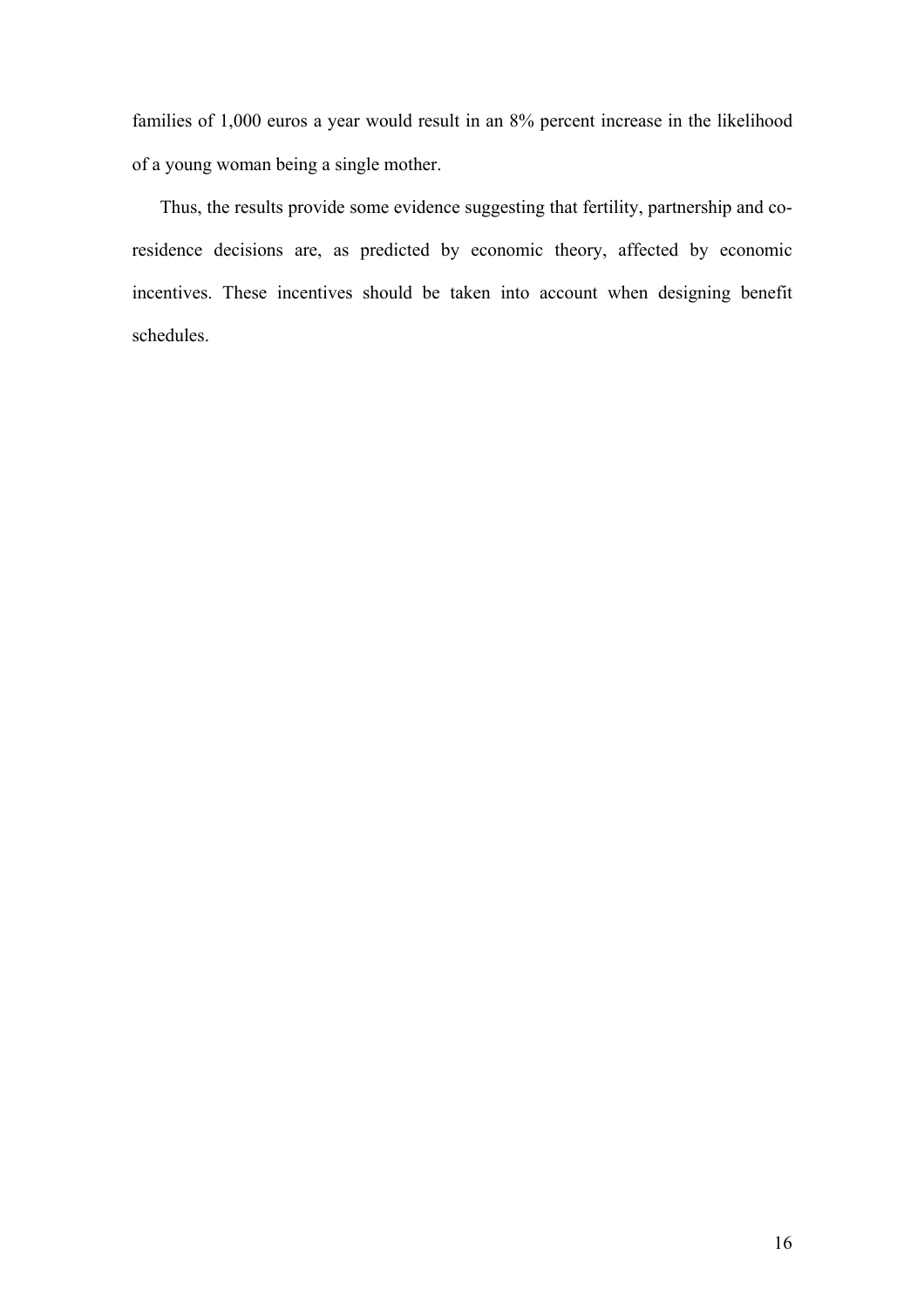families of 1,000 euros a year would result in an 8% percent increase in the likelihood of a young woman being a single mother.

Thus, the results provide some evidence suggesting that fertility, partnership and co-residence decisions are, as predicted by economic theory, affected by economic incentives. These incentives should be taken into account when designing benefit schedules.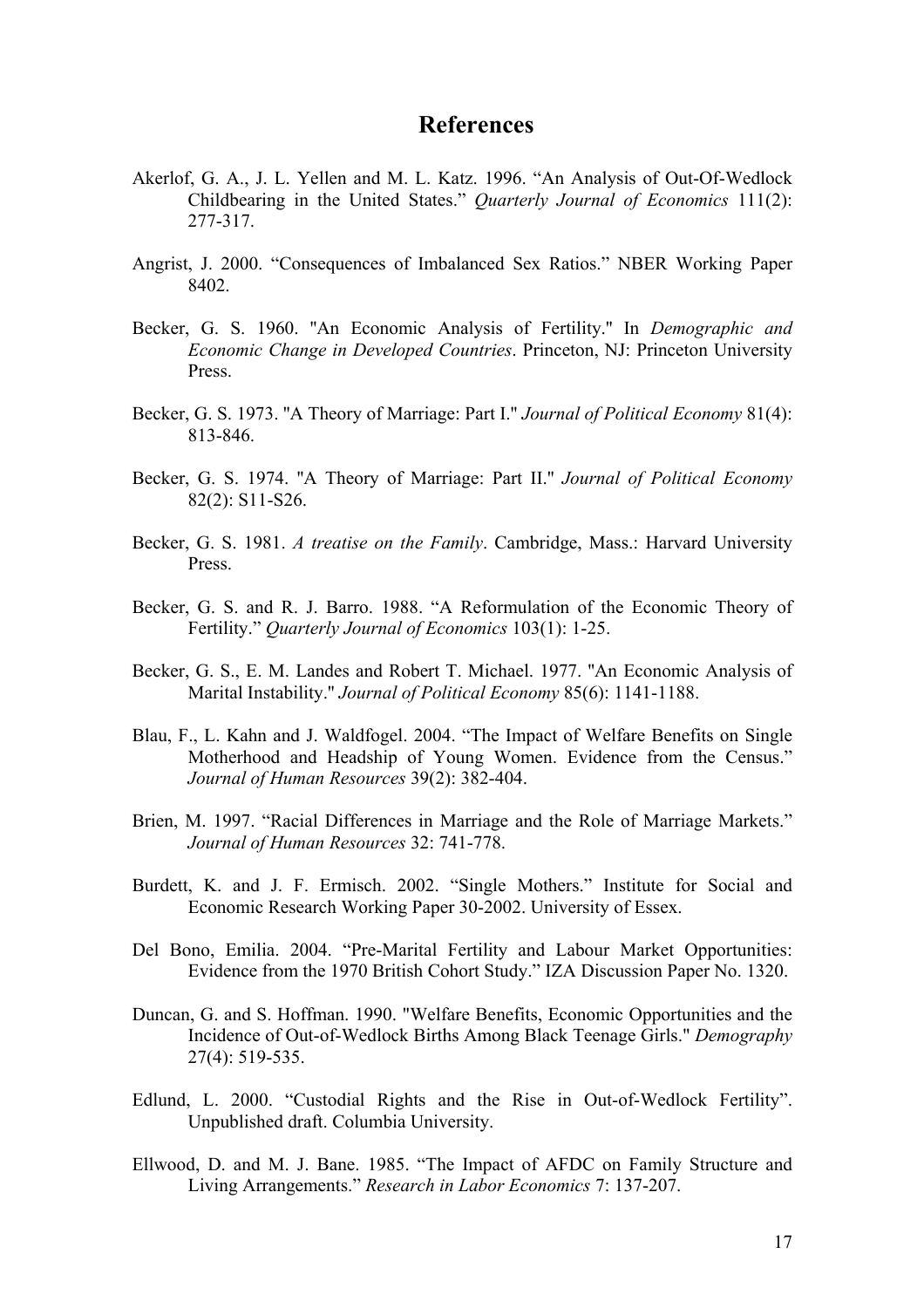# References

Akerlof, G. A., J. L. Yellen and M. L. Katz. 1996. "An Analysis of Out-Of-Wedlock Childbearing in the United States." *Quarterly Journal of Economics* 111(2): 277-317.

Angrist, J. 2000. "Consequences of Imbalanced Sex Ratios." NBER Working Paper 8402.

Becker, G. S. 1960. "An Economic Analysis of Fertility." In *Demographic and Economic Change in Developed Countries*. Princeton, NJ: Princeton University Press.

Becker, G. S. 1973. "A Theory of Marriage: Part I." *Journal of Political Economy* 81(4): 813-846.

Becker, G. S. 1974. "A Theory of Marriage: Part II." *Journal of Political Economy* 82(2): S11-S26.

Becker, G. S. 1981. *A treatise on the Family*. Cambridge, Mass.: Harvard University Press.

Becker, G. S. and R. J. Barro. 1988. "A Reformulation of the Economic Theory of Fertility." *Quarterly Journal of Economics* 103(1): 1-25.

Becker, G. S., E. M. Landes and Robert T. Michael. 1977. "An Economic Analysis of Marital Instability." *Journal of Political Economy* 85(6): 1141-1188.

Blau, F., L. Kahn and J. Waldfogel. 2004. "The Impact of Welfare Benefits on Single Motherhood and Headship of Young Women. Evidence from the Census." *Journal of Human Resources* 39(2): 382-404.

Brien, M. 1997. "Racial Differences in Marriage and the Role of Marriage Markets." *Journal of Human Resources* 32: 741-778.

Burdett, K. and J. F. Ermisch. 2002. "Single Mothers." Institute for Social and Economic Research Working Paper 30-2002. University of Essex.

Del Bono, Emilia. 2004. "Pre-Marital Fertility and Labour Market Opportunities: Evidence from the 1970 British Cohort Study." IZA Discussion Paper No. 1320.

Duncan, G. and S. Hoffman. 1990. "Welfare Benefits, Economic Opportunities and the Incidence of Out-of-Wedlock Births Among Black Teenage Girls." *Demography* 27(4): 519-535.

Edlund, L. 2000. "Custodial Rights and the Rise in Out-of-Wedlock Fertility". Unpublished draft. Columbia University.

Ellwood, D. and M. J. Bane. 1985. "The Impact of AFDC on Family Structure and Living Arrangements." *Research in Labor Economics* 7: 137-207.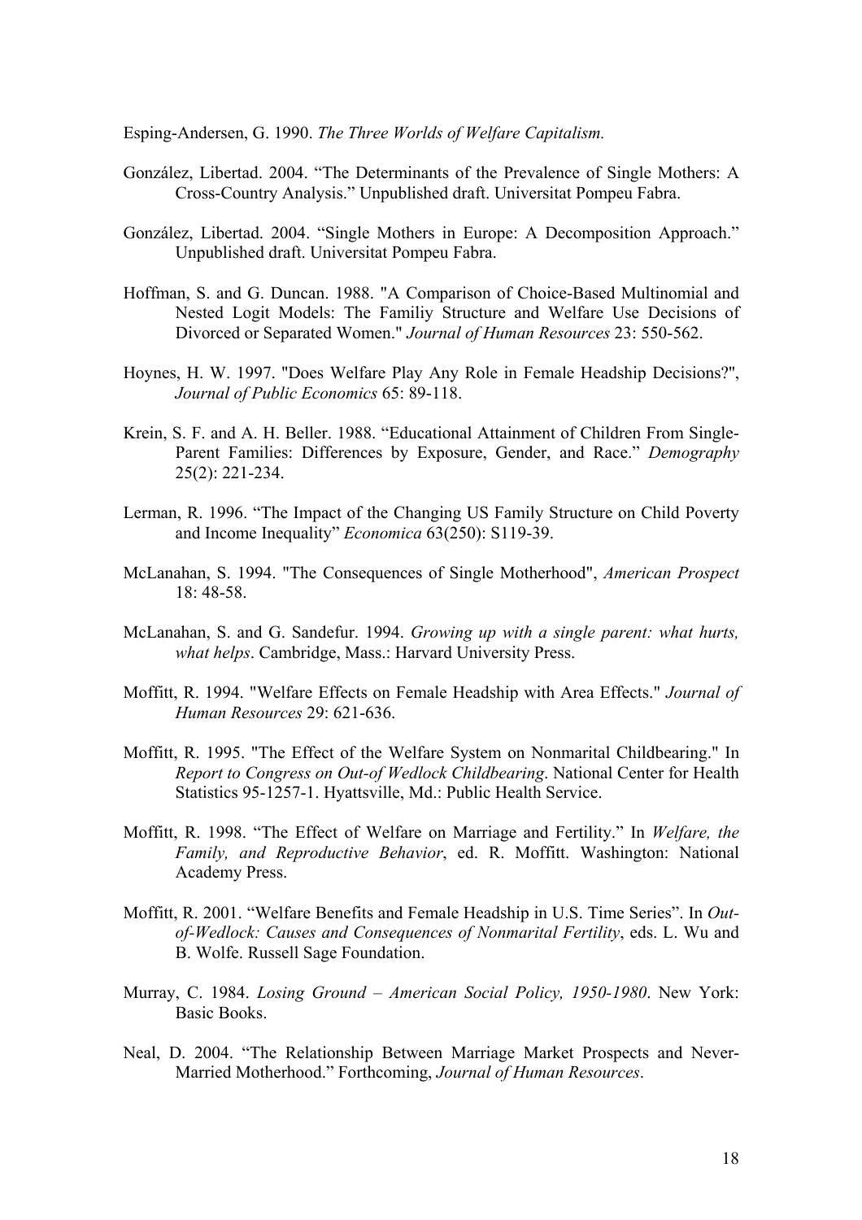Esping-Andersen, G. 1990. *The Three Worlds of Welfare Capitalism.*

González, Libertad. 2004. "The Determinants of the Prevalence of Single Mothers: A Cross-Country Analysis." Unpublished draft. Universitat Pompeu Fabra.

González, Libertad. 2004. "Single Mothers in Europe: A Decomposition Approach." Unpublished draft. Universitat Pompeu Fabra.

Hoffman, S. and G. Duncan. 1988. "A Comparison of Choice-Based Multinomial and Nested Logit Models: The Familiy Structure and Welfare Use Decisions of Divorced or Separated Women." *Journal of Human Resources* 23: 550-562.

Hoynes, H. W. 1997. "Does Welfare Play Any Role in Female Headship Decisions?", *Journal of Public Economics* 65: 89-118.

Krein, S. F. and A. H. Beller. 1988. "Educational Attainment of Children From Single-Parent Families: Differences by Exposure, Gender, and Race." *Demography* 25(2): 221-234.

Lerman, R. 1996. "The Impact of the Changing US Family Structure on Child Poverty and Income Inequality" *Economica* 63(250): S119-39.

McLanahan, S. 1994. "The Consequences of Single Motherhood", *American Prospect* 18: 48-58.

McLanahan, S. and G. Sandefur. 1994. *Growing up with a single parent: what hurts, what helps*. Cambridge, Mass.: Harvard University Press.

Moffitt, R. 1994. "Welfare Effects on Female Headship with Area Effects." *Journal of Human Resources* 29: 621-636.

Moffitt, R. 1995. "The Effect of the Welfare System on Nonmarital Childbearing." In *Report to Congress on Out-of Wedlock Childbearing*. National Center for Health Statistics 95-1257-1. Hyattsville, Md.: Public Health Service.

Moffitt, R. 1998. "The Effect of Welfare on Marriage and Fertility." In *Welfare, the Family, and Reproductive Behavior*, ed. R. Moffitt. Washington: National Academy Press.

Moffitt, R. 2001. "Welfare Benefits and Female Headship in U.S. Time Series". In *Out-of-Wedlock: Causes and Consequences of Nonmarital Fertility*, eds. L. Wu and B. Wolfe. Russell Sage Foundation.

Murray, C. 1984. *Losing Ground – American Social Policy, 1950-1980*. New York: Basic Books.

Neal, D. 2004. "The Relationship Between Marriage Market Prospects and Never-Married Motherhood." Forthcoming, *Journal of Human Resources*.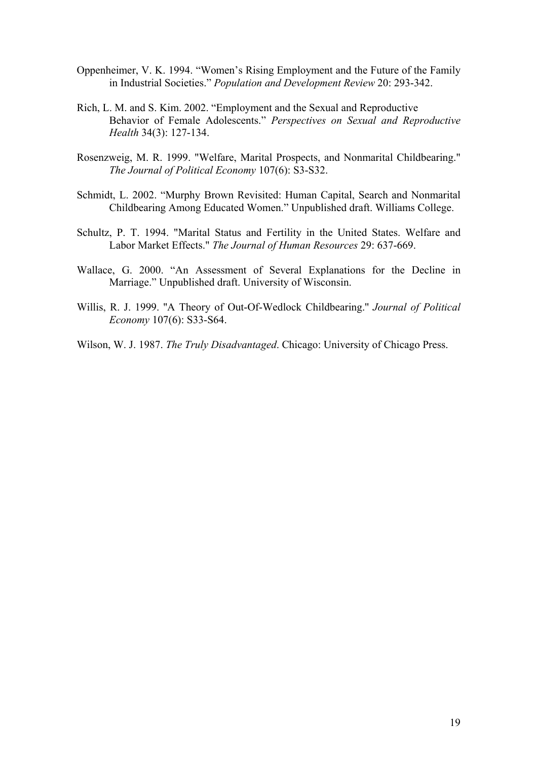Oppenheimer, V. K. 1994. "Women's Rising Employment and the Future of the Family in Industrial Societies." *Population and Development Review* 20: 293-342.

Rich, L. M. and S. Kim. 2002. "Employment and the Sexual and Reproductive Behavior of Female Adolescents." *Perspectives on Sexual and Reproductive Health* 34(3): 127-134.

Rosenzweig, M. R. 1999. "Welfare, Marital Prospects, and Nonmarital Childbearing." *The Journal of Political Economy* 107(6): S3-S32.

Schmidt, L. 2002. "Murphy Brown Revisited: Human Capital, Search and Nonmarital Childbearing Among Educated Women." Unpublished draft. Williams College.

Schultz, P. T. 1994. "Marital Status and Fertility in the United States. Welfare and Labor Market Effects." *The Journal of Human Resources* 29: 637-669.

Wallace, G. 2000. "An Assessment of Several Explanations for the Decline in Marriage." Unpublished draft. University of Wisconsin.

Willis, R. J. 1999. "A Theory of Out-Of-Wedlock Childbearing." *Journal of Political Economy* 107(6): S33-S64.

Wilson, W. J. 1987. *The Truly Disadvantaged*. Chicago: University of Chicago Press.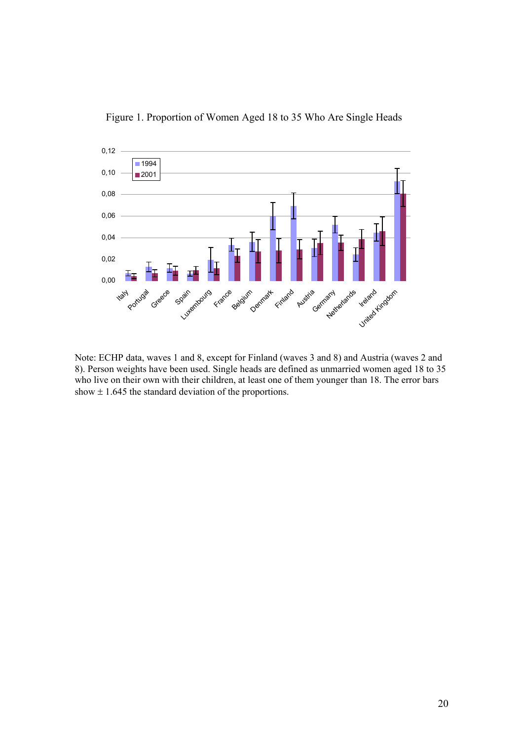Figure 1. Proportion of Women Aged 18 to 35 Who Are Single Heads

Note: ECHP data, waves 1 and 8, except for Finland (waves 3 and 8) and Austria (waves 2 and 8). Person weights have been used. Single heads are defined as unmarried women aged 18 to 35 who live on their own with their children, at least one of them younger than 18. The error bars show ± 1.645 the standard deviation of the proportions.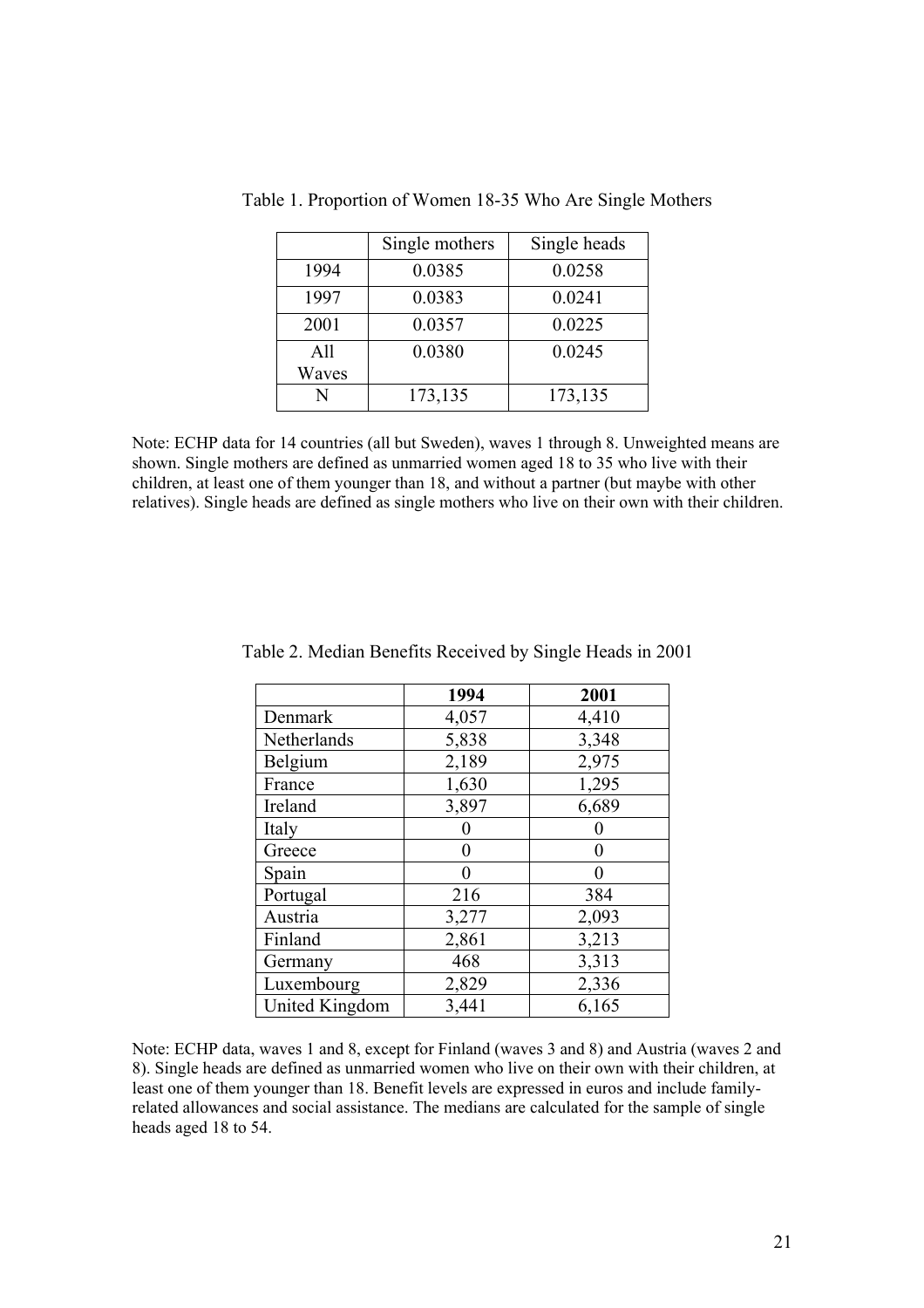Table 1. Proportion of Women 18-35 Who Are Single Mothers

| | Single mothers | Single heads |
|---|---|---|
| 1994 | 0.0385 | 0.0258 |
| 1997 | 0.0383 | 0.0241 |
| 2001 | 0.0357 | 0.0225 |
| All Waves | 0.0380 | 0.0245 |
| N | 173,135 | 173,135 |

Note: ECHP data for 14 countries (all but Sweden), waves 1 through 8. Unweighted means are shown. Single mothers are defined as unmarried women aged 18 to 35 who live with their children, at least one of them younger than 18, and without a partner (but maybe with other relatives). Single heads are defined as single mothers who live on their own with their children.

Table 2. Median Benefits Received by Single Heads in 2001

| | **1994** | **2001** |
|---|---|---|
| Denmark | 4,057 | 4,410 |
| Netherlands | 5,838 | 3,348 |
| Belgium | 2,189 | 2,975 |
| France | 1,630 | 1,295 |
| Ireland | 3,897 | 6,689 |
| Italy | 0 | 0 |
| Greece | 0 | 0 |
| Spain | 0 | 0 |
| Portugal | 216 | 384 |
| Austria | 3,277 | 2,093 |
| Finland | 2,861 | 3,213 |
| Germany | 468 | 3,313 |
| Luxembourg | 2,829 | 2,336 |
| United Kingdom | 3,441 | 6,165 |

Note: ECHP data, waves 1 and 8, except for Finland (waves 3 and 8) and Austria (waves 2 and 8). Single heads are defined as unmarried women who live on their own with their children, at least one of them younger than 18. Benefit levels are expressed in euros and include family-related allowances and social assistance. The medians are calculated for the sample of single heads aged 18 to 54.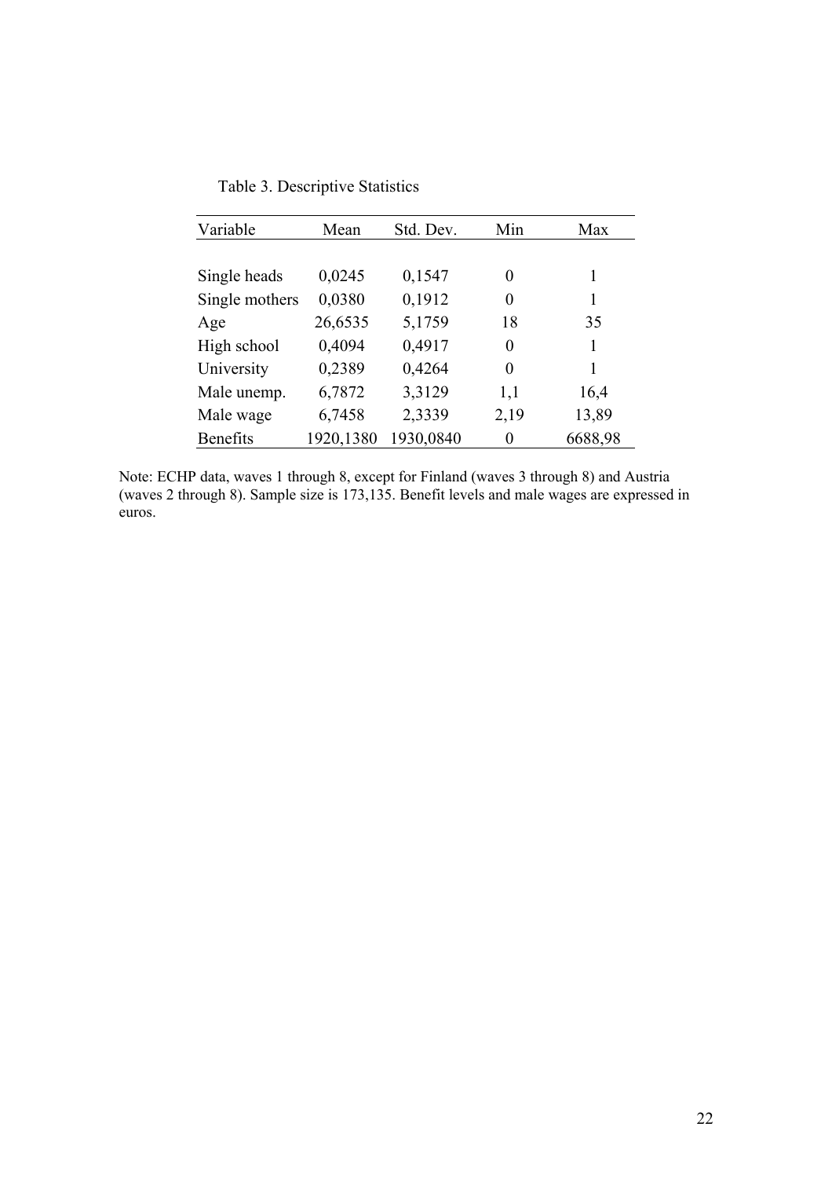Table 3. Descriptive Statistics

| Variable | Mean | Std. Dev. | Min | Max |
|---|---|---|---|---|
| Single heads | 0,0245 | 0,1547 | 0 | 1 |
| Single mothers | 0,0380 | 0,1912 | 0 | 1 |
| Age | 26,6535 | 5,1759 | 18 | 35 |
| High school | 0,4094 | 0,4917 | 0 | 1 |
| University | 0,2389 | 0,4264 | 0 | 1 |
| Male unemp. | 6,7872 | 3,3129 | 1,1 | 16,4 |
| Male wage | 6,7458 | 2,3339 | 2,19 | 13,89 |
| Benefits | 1920,1380 | 1930,0840 | 0 | 6688,98 |

Note: ECHP data, waves 1 through 8, except for Finland (waves 3 through 8) and Austria (waves 2 through 8). Sample size is 173,135. Benefit levels and male wages are expressed in euros.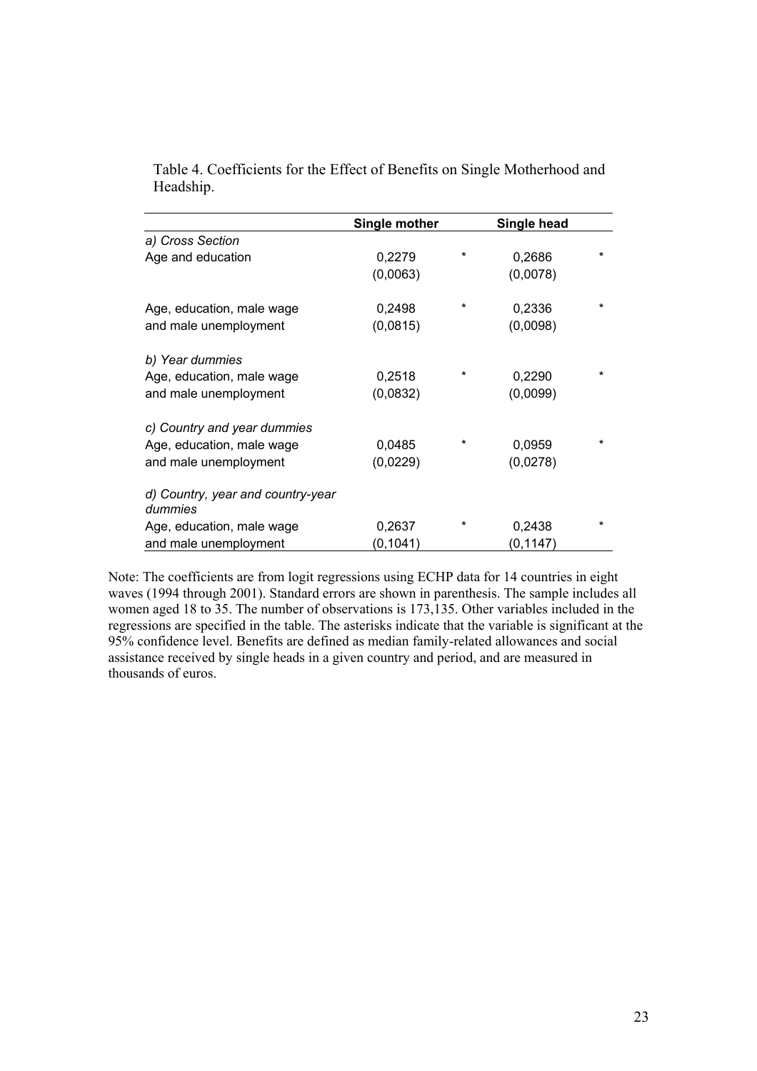Table 4. Coefficients for the Effect of Benefits on Single Motherhood and Headship.

| | Single mother | | Single head | |
|---|---|---|---|---|
| *a) Cross Section* | | | | |
| Age and education | 0,2279 | * | 0,2686 | * |
| | (0,0063) | | (0,0078) | |
| Age, education, male wage | 0,2498 | * | 0,2336 | * |
| and male unemployment | (0,0815) | | (0,0098) | |
| *b) Year dummies* | | | | |
| Age, education, male wage | 0,2518 | * | 0,2290 | * |
| and male unemployment | (0,0832) | | (0,0099) | |
| *c) Country and year dummies* | | | | |
| Age, education, male wage | 0,0485 | * | 0,0959 | * |
| and male unemployment | (0,0229) | | (0,0278) | |
| *d) Country, year and country-year dummies* | | | | |
| Age, education, male wage | 0,2637 | * | 0,2438 | * |
| and male unemployment | (0,1041) | | (0,1147) | |

Note: The coefficients are from logit regressions using ECHP data for 14 countries in eight waves (1994 through 2001). Standard errors are shown in parenthesis. The sample includes all women aged 18 to 35. The number of observations is 173,135. Other variables included in the regressions are specified in the table. The asterisks indicate that the variable is significant at the 95% confidence level. Benefits are defined as median family-related allowances and social assistance received by single heads in a given country and period, and are measured in thousands of euros.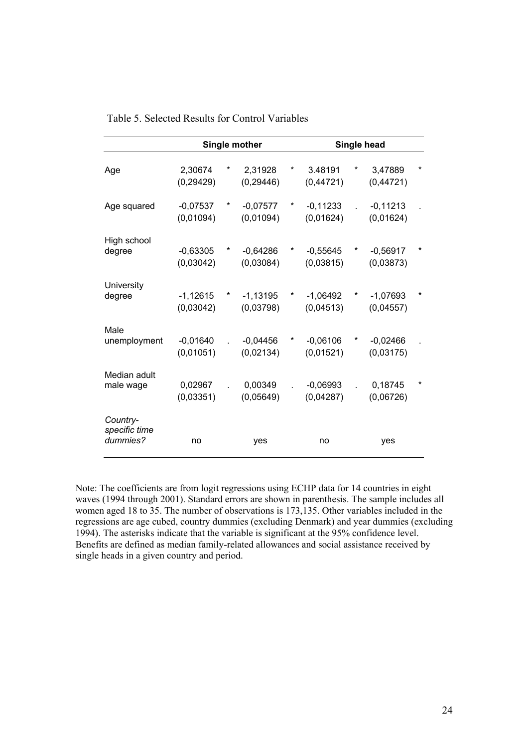Table 5. Selected Results for Control Variables

| | Single mother | | | | Single head | | | |
|---|---|---|---|---|---|---|---|---|
| Age | 2,30674 | * | 2,31928 | * | 3.48191 | * | 3,47889 | * |
| | (0,29429) | | (0,29446) | | (0,44721) | | (0,44721) | |
| Age squared | -0,07537 | * | -0,07577 | * | -0,11233 | . | -0,11213 | . |
| | (0,01094) | | (0,01094) | | (0,01624) | | (0,01624) | |
| High school degree | -0,63305 | * | -0,64286 | * | -0,55645 | * | -0,56917 | * |
| | (0,03042) | | (0,03084) | | (0,03815) | | (0,03873) | |
| University degree | -1,12615 | * | -1,13195 | * | -1,06492 | * | -1,07693 | * |
| | (0,03042) | | (0,03798) | | (0,04513) | | (0,04557) | |
| Male unemployment | -0,01640 | . | -0,04456 | * | -0,06106 | * | -0,02466 | . |
| | (0,01051) | | (0,02134) | | (0,01521) | | (0,03175) | |
| Median adult male wage | 0,02967 | . | 0,00349 | . | -0,06993 | . | 0,18745 | * |
| | (0,03351) | | (0,05649) | | (0,04287) | | (0,06726) | |
| *Country-specific time dummies?* | no | | yes | | no | | yes | |

Note: The coefficients are from logit regressions using ECHP data for 14 countries in eight waves (1994 through 2001). Standard errors are shown in parenthesis. The sample includes all women aged 18 to 35. The number of observations is 173,135. Other variables included in the regressions are age cubed, country dummies (excluding Denmark) and year dummies (excluding 1994). The asterisks indicate that the variable is significant at the 95% confidence level. Benefits are defined as median family-related allowances and social assistance received by single heads in a given country and period.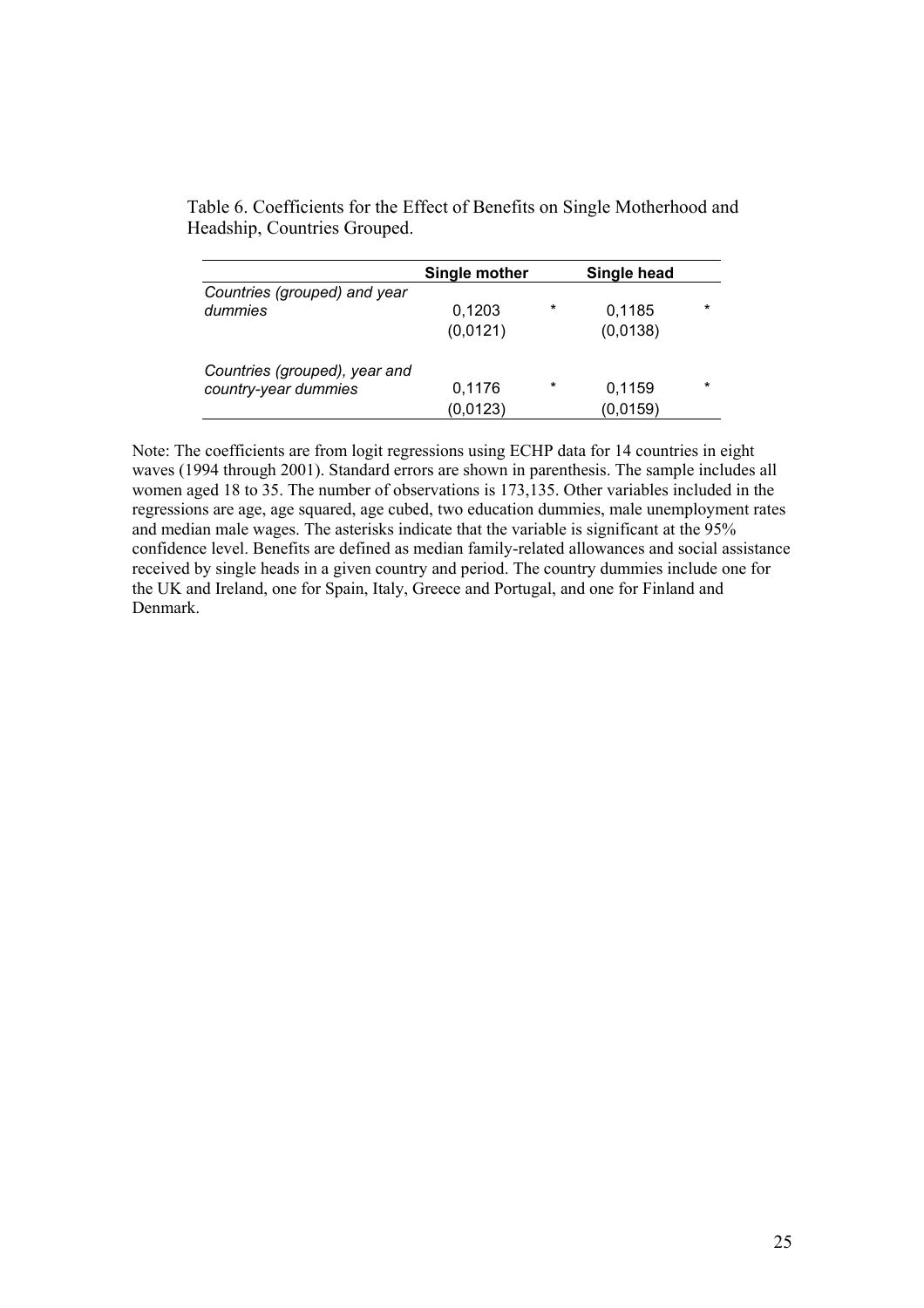Table 6. Coefficients for the Effect of Benefits on Single Motherhood and Headship, Countries Grouped.

| | **Single mother** | | **Single head** | |
|---|---|---|---|---|
| *Countries (grouped) and year dummies* | 0,1203 | * | 0,1185 | * |
| | (0,0121) | | (0,0138) | |
| *Countries (grouped), year and country-year dummies* | 0,1176 | * | 0,1159 | * |
| | (0,0123) | | (0,0159) | |

Note: The coefficients are from logit regressions using ECHP data for 14 countries in eight waves (1994 through 2001). Standard errors are shown in parenthesis. The sample includes all women aged 18 to 35. The number of observations is 173,135. Other variables included in the regressions are age, age squared, age cubed, two education dummies, male unemployment rates and median male wages. The asterisks indicate that the variable is significant at the 95% confidence level. Benefits are defined as median family-related allowances and social assistance received by single heads in a given country and period. The country dummies include one for the UK and Ireland, one for Spain, Italy, Greece and Portugal, and one for Finland and Denmark.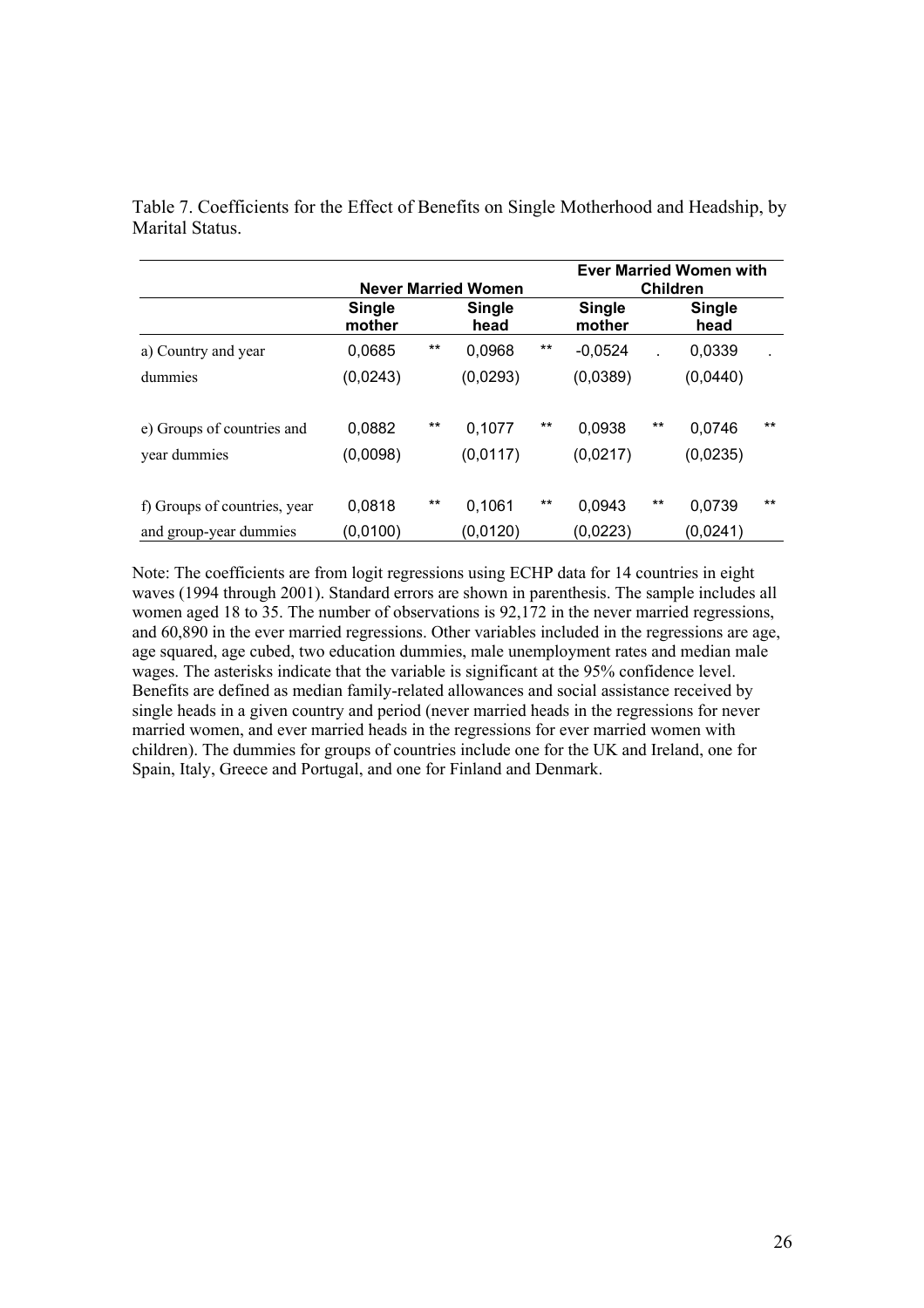Table 7. Coefficients for the Effect of Benefits on Single Motherhood and Headship, by Marital Status.

| | Never Married Women | | | | Ever Married Women with Children | | | |
|---|---|---|---|---|---|---|---|---|
| | Single mother | | Single head | | Single mother | | Single head | |
| a) Country and year dummies | 0,0685<br>(0,0243) | ** | 0,0968<br>(0,0293) | ** | -0,0524<br>(0,0389) | . | 0,0339<br>(0,0440) | . |
| e) Groups of countries and year dummies | 0,0882<br>(0,0098) | ** | 0,1077<br>(0,0117) | ** | 0,0938<br>(0,0217) | ** | 0,0746<br>(0,0235) | ** |
| f) Groups of countries, year and group-year dummies | 0,0818<br>(0,0100) | ** | 0,1061<br>(0,0120) | ** | 0,0943<br>(0,0223) | ** | 0,0739<br>(0,0241) | ** |

Note: The coefficients are from logit regressions using ECHP data for 14 countries in eight waves (1994 through 2001). Standard errors are shown in parenthesis. The sample includes all women aged 18 to 35. The number of observations is 92,172 in the never married regressions, and 60,890 in the ever married regressions. Other variables included in the regressions are age, age squared, age cubed, two education dummies, male unemployment rates and median male wages. The asterisks indicate that the variable is significant at the 95% confidence level. Benefits are defined as median family-related allowances and social assistance received by single heads in a given country and period (never married heads in the regressions for never married women, and ever married heads in the regressions for ever married women with children). The dummies for groups of countries include one for the UK and Ireland, one for Spain, Italy, Greece and Portugal, and one for Finland and Denmark.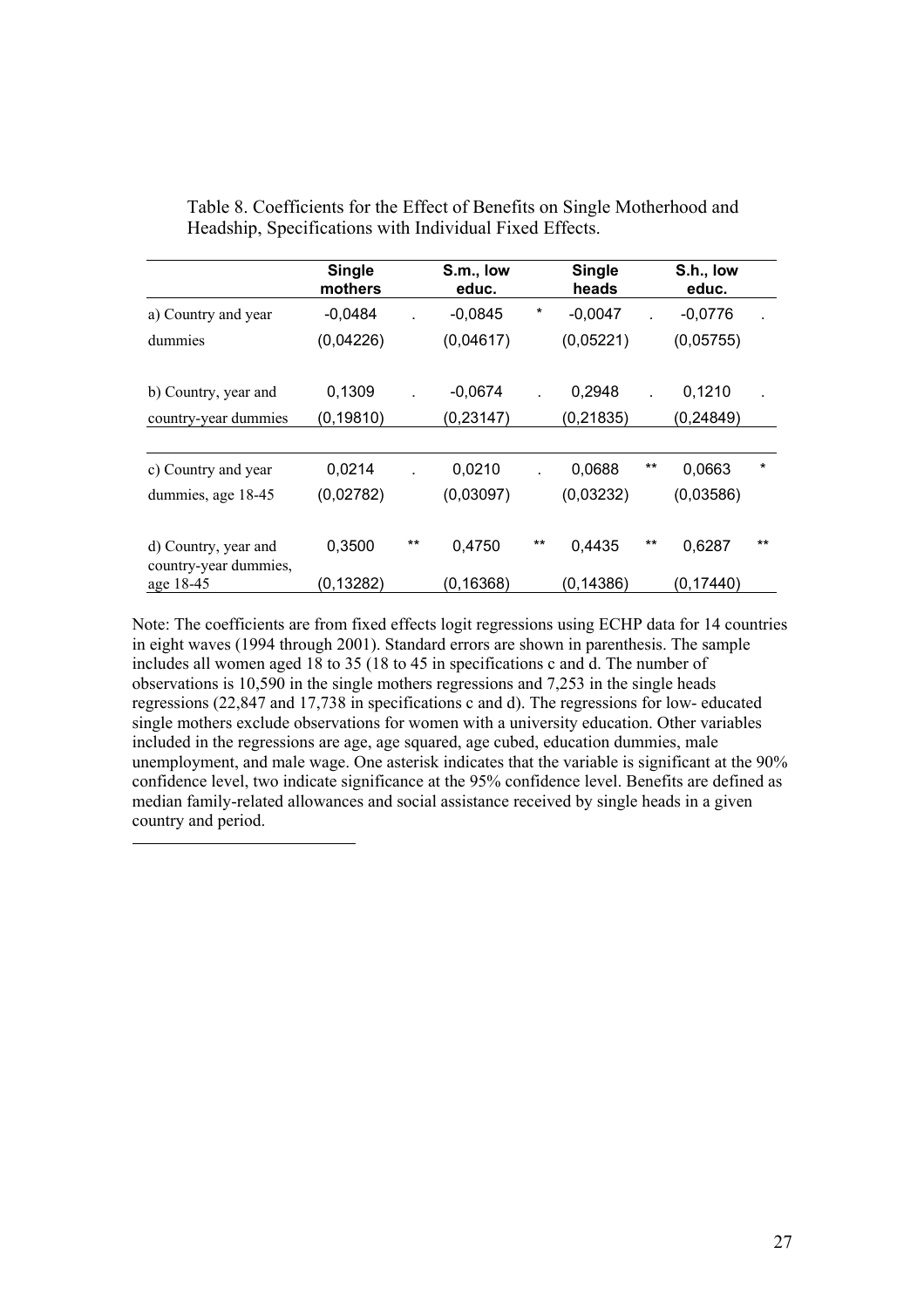Table 8. Coefficients for the Effect of Benefits on Single Motherhood and Headship, Specifications with Individual Fixed Effects.

| | Single mothers | | S.m., low educ. | | Single heads | | S.h., low educ. | |
|---|---|---|---|---|---|---|---|---|
| a) Country and year dummies | -0,0484 | . | -0,0845 | * | -0,0047 | . | -0,0776 | . |
| | (0,04226) | | (0,04617) | | (0,05221) | | (0,05755) | |
| b) Country, year and country-year dummies | 0,1309 | . | -0,0674 | . | 0,2948 | . | 0,1210 | . |
| | (0,19810) | | (0,23147) | | (0,21835) | | (0,24849) | |
| c) Country and year dummies, age 18-45 | 0,0214 | . | 0,0210 | . | 0,0688 | ** | 0,0663 | * |
| | (0,02782) | | (0,03097) | | (0,03232) | | (0,03586) | |
| d) Country, year and country-year dummies, age 18-45 | 0,3500 | ** | 0,4750 | ** | 0,4435 | ** | 0,6287 | ** |
| | (0,13282) | | (0,16368) | | (0,14386) | | (0,17440) | |

Note: The coefficients are from fixed effects logit regressions using ECHP data for 14 countries in eight waves (1994 through 2001). Standard errors are shown in parenthesis. The sample includes all women aged 18 to 35 (18 to 45 in specifications c and d. The number of observations is 10,590 in the single mothers regressions and 7,253 in the single heads regressions (22,847 and 17,738 in specifications c and d). The regressions for low- educated single mothers exclude observations for women with a university education. Other variables included in the regressions are age, age squared, age cubed, education dummies, male unemployment, and male wage. One asterisk indicates that the variable is significant at the 90% confidence level, two indicate significance at the 95% confidence level. Benefits are defined as median family-related allowances and social assistance received by single heads in a given country and period.